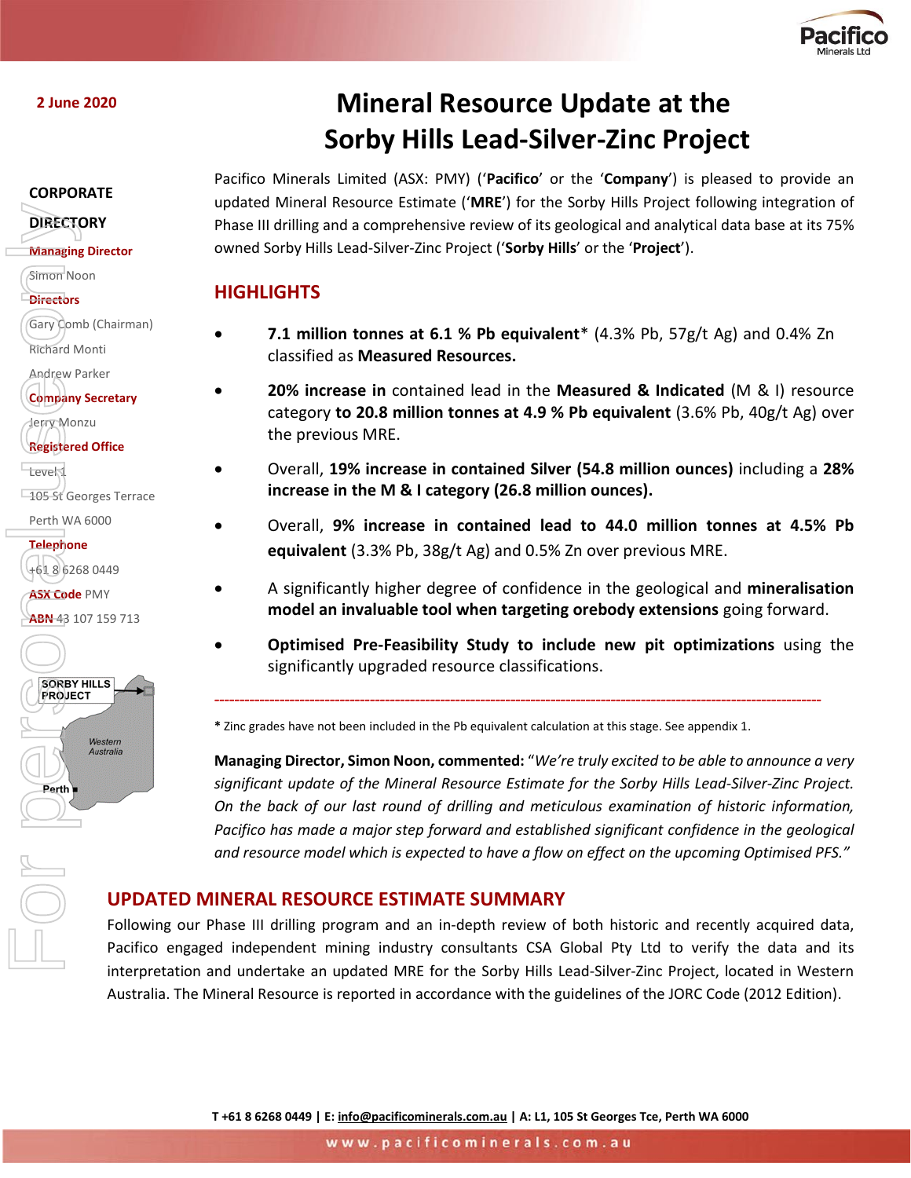2 June 2020

# Mineral Resource Update at the Sorby Hills Lead-Silver-Zinc Project

**CORPORATE DIRECTORY**

**Managing Director**
Simon Noon

**Directors**
Gary Comb (Chairman)
Richard Monti
Andrew Parker

**Company Secretary**
Jerry Monzu

**Registered Office**
Level 1
105 St Georges Terrace
Perth WA 6000

**Telephone**
+61 8 6268 0449

**ASX Code** PMY

**ABN** 43 107 159 713

SORBY HILLS PROJECT
Western Australia
Perth

Pacifico Minerals Limited (ASX: PMY) ('**Pacifico**' or the '**Company**') is pleased to provide an updated Mineral Resource Estimate ('**MRE**') for the Sorby Hills Project following integration of Phase III drilling and a comprehensive review of its geological and analytical data base at its 75% owned Sorby Hills Lead-Silver-Zinc Project ('**Sorby Hills**' or the '**Project**').

## HIGHLIGHTS

- **7.1 million tonnes at 6.1 % Pb equivalent*** (4.3% Pb, 57g/t Ag) and 0.4% Zn classified as **Measured Resources.**
- **20% increase in** contained lead in the **Measured & Indicated** (M & I) resource category **to 20.8 million tonnes at 4.9 % Pb equivalent** (3.6% Pb, 40g/t Ag) over the previous MRE.
- Overall, **19% increase in contained Silver (54.8 million ounces)** including a **28% increase in the M & I category (26.8 million ounces).**
- Overall, **9% increase in contained lead to 44.0 million tonnes at 4.5% Pb equivalent** (3.3% Pb, 38g/t Ag) and 0.5% Zn over previous MRE.
- A significantly higher degree of confidence in the geological and **mineralisation model an invaluable tool when targeting orebody extensions** going forward.
- **Optimised Pre-Feasibility Study to include new pit optimizations** using the significantly upgraded resource classifications.

---

* Zinc grades have not been included in the Pb equivalent calculation at this stage. See appendix 1.

**Managing Director, Simon Noon, commented:** "*We're truly excited to be able to announce a very significant update of the Mineral Resource Estimate for the Sorby Hills Lead-Silver-Zinc Project. On the back of our last round of drilling and meticulous examination of historic information, Pacifico has made a major step forward and established significant confidence in the geological and resource model which is expected to have a flow on effect on the upcoming Optimised PFS.*"

## UPDATED MINERAL RESOURCE ESTIMATE SUMMARY

Following our Phase III drilling program and an in-depth review of both historic and recently acquired data, Pacifico engaged independent mining industry consultants CSA Global Pty Ltd to verify the data and its interpretation and undertake an updated MRE for the Sorby Hills Lead-Silver-Zinc Project, located in Western Australia. The Mineral Resource is reported in accordance with the guidelines of the JORC Code (2012 Edition).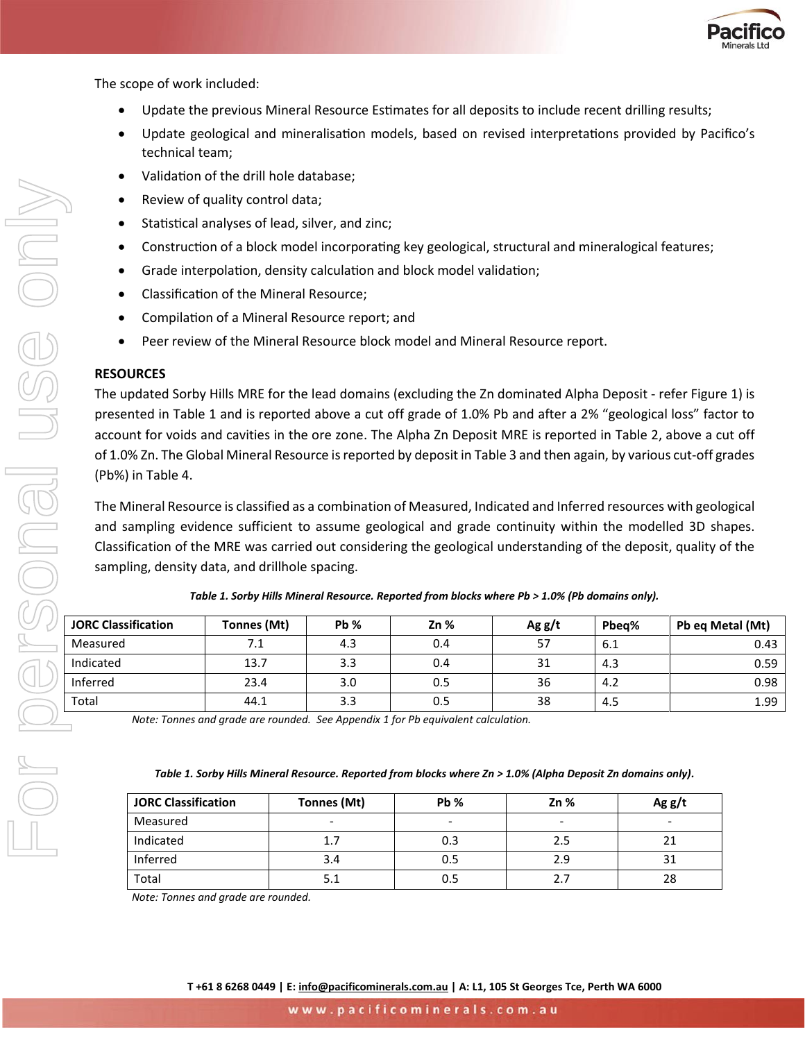The scope of work included:

- Update the previous Mineral Resource Estimates for all deposits to include recent drilling results;
- Update geological and mineralisation models, based on revised interpretations provided by Pacifico's technical team;
- Validation of the drill hole database;
- Review of quality control data;
- Statistical analyses of lead, silver, and zinc;
- Construction of a block model incorporating key geological, structural and mineralogical features;
- Grade interpolation, density calculation and block model validation;
- Classification of the Mineral Resource;
- Compilation of a Mineral Resource report; and
- Peer review of the Mineral Resource block model and Mineral Resource report.

## RESOURCES

The updated Sorby Hills MRE for the lead domains (excluding the Zn dominated Alpha Deposit - refer Figure 1) is presented in Table 1 and is reported above a cut off grade of 1.0% Pb and after a 2% "geological loss" factor to account for voids and cavities in the ore zone. The Alpha Zn Deposit MRE is reported in Table 2, above a cut off of 1.0% Zn. The Global Mineral Resource is reported by deposit in Table 3 and then again, by various cut-off grades (Pb%) in Table 4.

The Mineral Resource is classified as a combination of Measured, Indicated and Inferred resources with geological and sampling evidence sufficient to assume geological and grade continuity within the modelled 3D shapes. Classification of the MRE was carried out considering the geological understanding of the deposit, quality of the sampling, density data, and drillhole spacing.

*Table 1. Sorby Hills Mineral Resource. Reported from blocks where Pb > 1.0% (Pb domains only).*

| JORC Classification | Tonnes (Mt) | Pb % | Zn % | Ag g/t | Pbeq% | Pb eq Metal (Mt) |
|---|---|---|---|---|---|---|
| Measured | 7.1 | 4.3 | 0.4 | 57 | 6.1 | 0.43 |
| Indicated | 13.7 | 3.3 | 0.4 | 31 | 4.3 | 0.59 |
| Inferred | 23.4 | 3.0 | 0.5 | 36 | 4.2 | 0.98 |
| Total | 44.1 | 3.3 | 0.5 | 38 | 4.5 | 1.99 |

*Note: Tonnes and grade are rounded. See Appendix 1 for Pb equivalent calculation.*

*Table 1. Sorby Hills Mineral Resource. Reported from blocks where Zn > 1.0% (Alpha Deposit Zn domains only).*

| JORC Classification | Tonnes (Mt) | Pb % | Zn % | Ag g/t |
|---|---|---|---|---|
| Measured | - | - | - | - |
| Indicated | 1.7 | 0.3 | 2.5 | 21 |
| Inferred | 3.4 | 0.5 | 2.9 | 31 |
| Total | 5.1 | 0.5 | 2.7 | 28 |

*Note: Tonnes and grade are rounded.*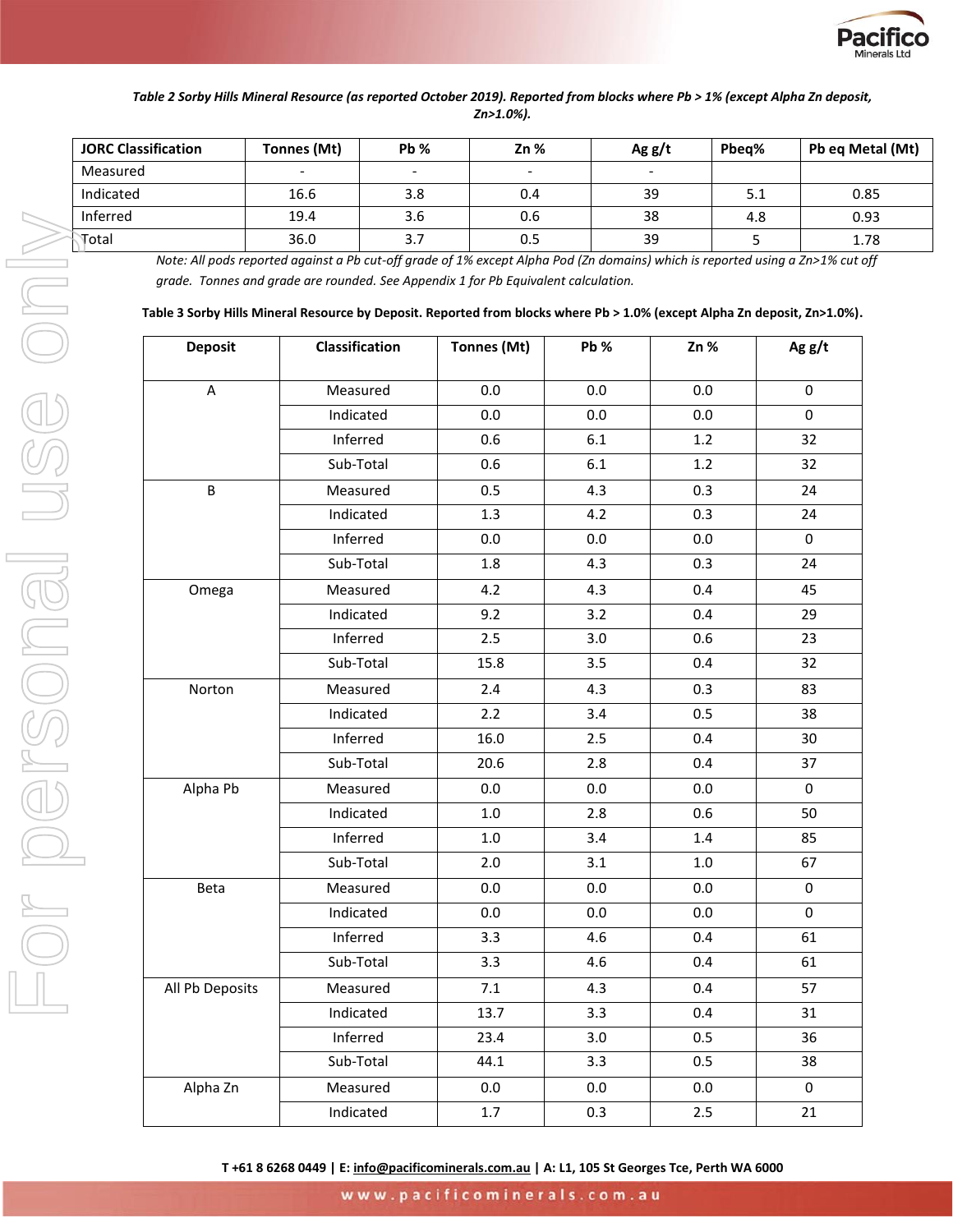*Table 2 Sorby Hills Mineral Resource (as reported October 2019). Reported from blocks where Pb > 1% (except Alpha Zn deposit, Zn>1.0%).*

| JORC Classification | Tonnes (Mt) | Pb % | Zn % | Ag g/t | Pbeq% | Pb eq Metal (Mt) |
|---|---|---|---|---|---|---|
| Measured | - | - | - | - | | |
| Indicated | 16.6 | 3.8 | 0.4 | 39 | 5.1 | 0.85 |
| Inferred | 19.4 | 3.6 | 0.6 | 38 | 4.8 | 0.93 |
| Total | 36.0 | 3.7 | 0.5 | 39 | 5 | 1.78 |

*Note: All pods reported against a Pb cut-off grade of 1% except Alpha Pod (Zn domains) which is reported using a Zn>1% cut off grade. Tonnes and grade are rounded. See Appendix 1 for Pb Equivalent calculation.*

**Table 3 Sorby Hills Mineral Resource by Deposit. Reported from blocks where Pb > 1.0% (except Alpha Zn deposit, Zn>1.0%).**

| Deposit | Classification | Tonnes (Mt) | Pb % | Zn % | Ag g/t |
|---|---|---|---|---|---|
| A | Measured | 0.0 | 0.0 | 0.0 | 0 |
| | Indicated | 0.0 | 0.0 | 0.0 | 0 |
| | Inferred | 0.6 | 6.1 | 1.2 | 32 |
| | Sub-Total | 0.6 | 6.1 | 1.2 | 32 |
| B | Measured | 0.5 | 4.3 | 0.3 | 24 |
| | Indicated | 1.3 | 4.2 | 0.3 | 24 |
| | Inferred | 0.0 | 0.0 | 0.0 | 0 |
| | Sub-Total | 1.8 | 4.3 | 0.3 | 24 |
| Omega | Measured | 4.2 | 4.3 | 0.4 | 45 |
| | Indicated | 9.2 | 3.2 | 0.4 | 29 |
| | Inferred | 2.5 | 3.0 | 0.6 | 23 |
| | Sub-Total | 15.8 | 3.5 | 0.4 | 32 |
| Norton | Measured | 2.4 | 4.3 | 0.3 | 83 |
| | Indicated | 2.2 | 3.4 | 0.5 | 38 |
| | Inferred | 16.0 | 2.5 | 0.4 | 30 |
| | Sub-Total | 20.6 | 2.8 | 0.4 | 37 |
| Alpha Pb | Measured | 0.0 | 0.0 | 0.0 | 0 |
| | Indicated | 1.0 | 2.8 | 0.6 | 50 |
| | Inferred | 1.0 | 3.4 | 1.4 | 85 |
| | Sub-Total | 2.0 | 3.1 | 1.0 | 67 |
| Beta | Measured | 0.0 | 0.0 | 0.0 | 0 |
| | Indicated | 0.0 | 0.0 | 0.0 | 0 |
| | Inferred | 3.3 | 4.6 | 0.4 | 61 |
| | Sub-Total | 3.3 | 4.6 | 0.4 | 61 |
| All Pb Deposits | Measured | 7.1 | 4.3 | 0.4 | 57 |
| | Indicated | 13.7 | 3.3 | 0.4 | 31 |
| | Inferred | 23.4 | 3.0 | 0.5 | 36 |
| | Sub-Total | 44.1 | 3.3 | 0.5 | 38 |
| Alpha Zn | Measured | 0.0 | 0.0 | 0.0 | 0 |
| | Indicated | 1.7 | 0.3 | 2.5 | 21 |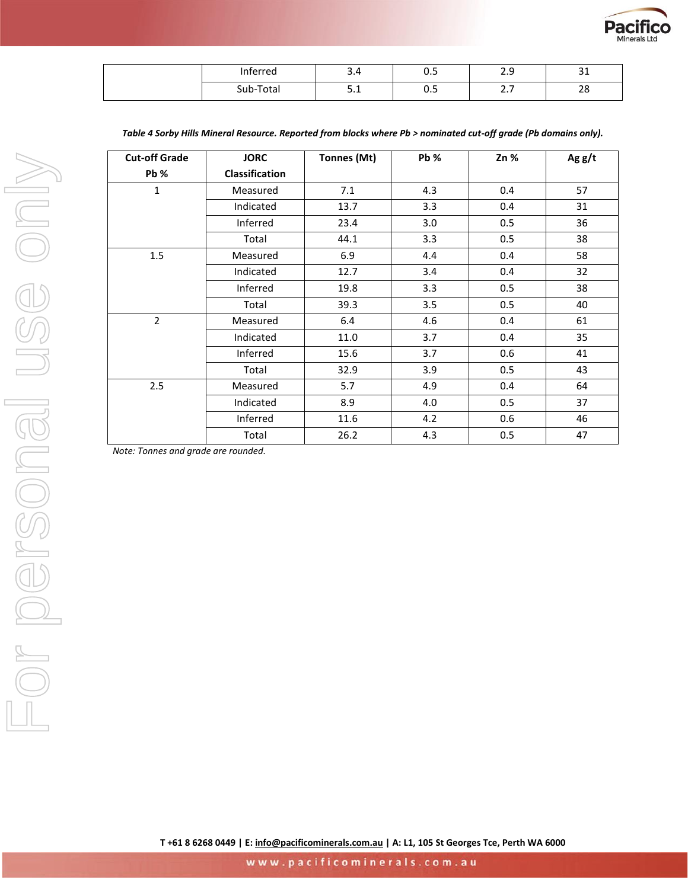|  |  |  |  |  |  |
|---|---|---|---|---|---|
|  | Inferred | 3.4 | 0.5 | 2.9 | 31 |
|  | Sub-Total | 5.1 | 0.5 | 2.7 | 28 |

***Table 4 Sorby Hills Mineral Resource. Reported from blocks where Pb > nominated cut-off grade (Pb domains only).***

| Cut-off Grade Pb % | JORC Classification | Tonnes (Mt) | Pb % | Zn % | Ag g/t |
|---|---|---|---|---|---|
| 1 | Measured | 7.1 | 4.3 | 0.4 | 57 |
|  | Indicated | 13.7 | 3.3 | 0.4 | 31 |
|  | Inferred | 23.4 | 3.0 | 0.5 | 36 |
|  | Total | 44.1 | 3.3 | 0.5 | 38 |
| 1.5 | Measured | 6.9 | 4.4 | 0.4 | 58 |
|  | Indicated | 12.7 | 3.4 | 0.4 | 32 |
|  | Inferred | 19.8 | 3.3 | 0.5 | 38 |
|  | Total | 39.3 | 3.5 | 0.5 | 40 |
| 2 | Measured | 6.4 | 4.6 | 0.4 | 61 |
|  | Indicated | 11.0 | 3.7 | 0.4 | 35 |
|  | Inferred | 15.6 | 3.7 | 0.6 | 41 |
|  | Total | 32.9 | 3.9 | 0.5 | 43 |
| 2.5 | Measured | 5.7 | 4.9 | 0.4 | 64 |
|  | Indicated | 8.9 | 4.0 | 0.5 | 37 |
|  | Inferred | 11.6 | 4.2 | 0.6 | 46 |
|  | Total | 26.2 | 4.3 | 0.5 | 47 |

*Note: Tonnes and grade are rounded.*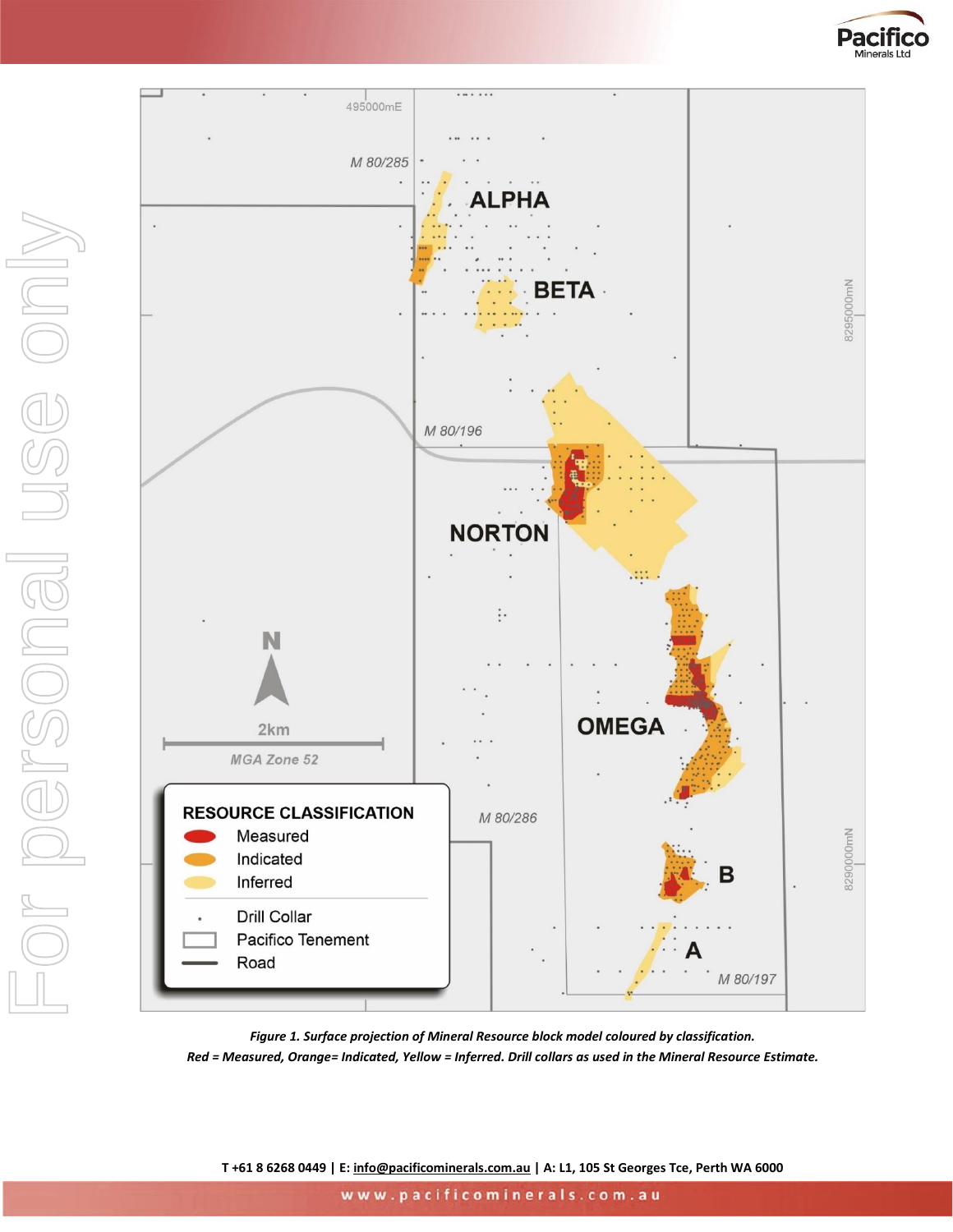*Figure 1. Surface projection of Mineral Resource block model coloured by classification.*
*Red = Measured, Orange= Indicated, Yellow = Inferred. Drill collars as used in the Mineral Resource Estimate.*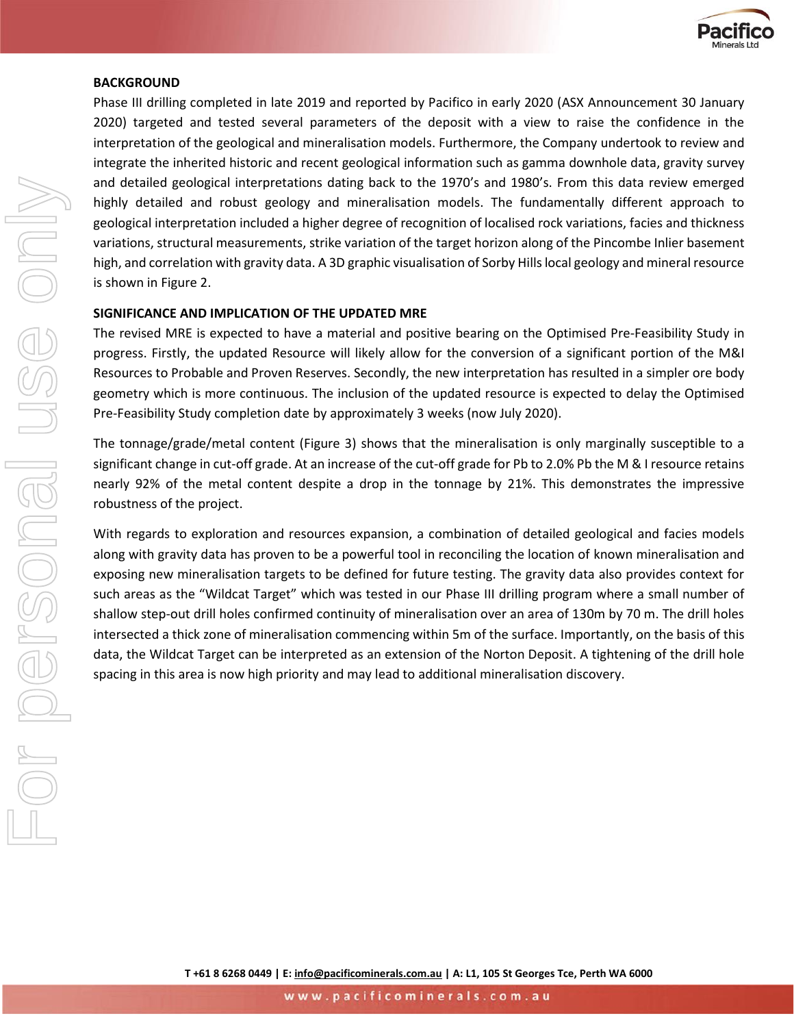## BACKGROUND

Phase III drilling completed in late 2019 and reported by Pacifico in early 2020 (ASX Announcement 30 January 2020) targeted and tested several parameters of the deposit with a view to raise the confidence in the interpretation of the geological and mineralisation models. Furthermore, the Company undertook to review and integrate the inherited historic and recent geological information such as gamma downhole data, gravity survey and detailed geological interpretations dating back to the 1970's and 1980's. From this data review emerged highly detailed and robust geology and mineralisation models. The fundamentally different approach to geological interpretation included a higher degree of recognition of localised rock variations, facies and thickness variations, structural measurements, strike variation of the target horizon along of the Pincombe Inlier basement high, and correlation with gravity data. A 3D graphic visualisation of Sorby Hills local geology and mineral resource is shown in Figure 2.

## SIGNIFICANCE AND IMPLICATION OF THE UPDATED MRE

The revised MRE is expected to have a material and positive bearing on the Optimised Pre-Feasibility Study in progress. Firstly, the updated Resource will likely allow for the conversion of a significant portion of the M&I Resources to Probable and Proven Reserves. Secondly, the new interpretation has resulted in a simpler ore body geometry which is more continuous. The inclusion of the updated resource is expected to delay the Optimised Pre-Feasibility Study completion date by approximately 3 weeks (now July 2020).

The tonnage/grade/metal content (Figure 3) shows that the mineralisation is only marginally susceptible to a significant change in cut-off grade. At an increase of the cut-off grade for Pb to 2.0% Pb the M & I resource retains nearly 92% of the metal content despite a drop in the tonnage by 21%. This demonstrates the impressive robustness of the project.

With regards to exploration and resources expansion, a combination of detailed geological and facies models along with gravity data has proven to be a powerful tool in reconciling the location of known mineralisation and exposing new mineralisation targets to be defined for future testing. The gravity data also provides context for such areas as the "Wildcat Target" which was tested in our Phase III drilling program where a small number of shallow step-out drill holes confirmed continuity of mineralisation over an area of 130m by 70 m. The drill holes intersected a thick zone of mineralisation commencing within 5m of the surface. Importantly, on the basis of this data, the Wildcat Target can be interpreted as an extension of the Norton Deposit. A tightening of the drill hole spacing in this area is now high priority and may lead to additional mineralisation discovery.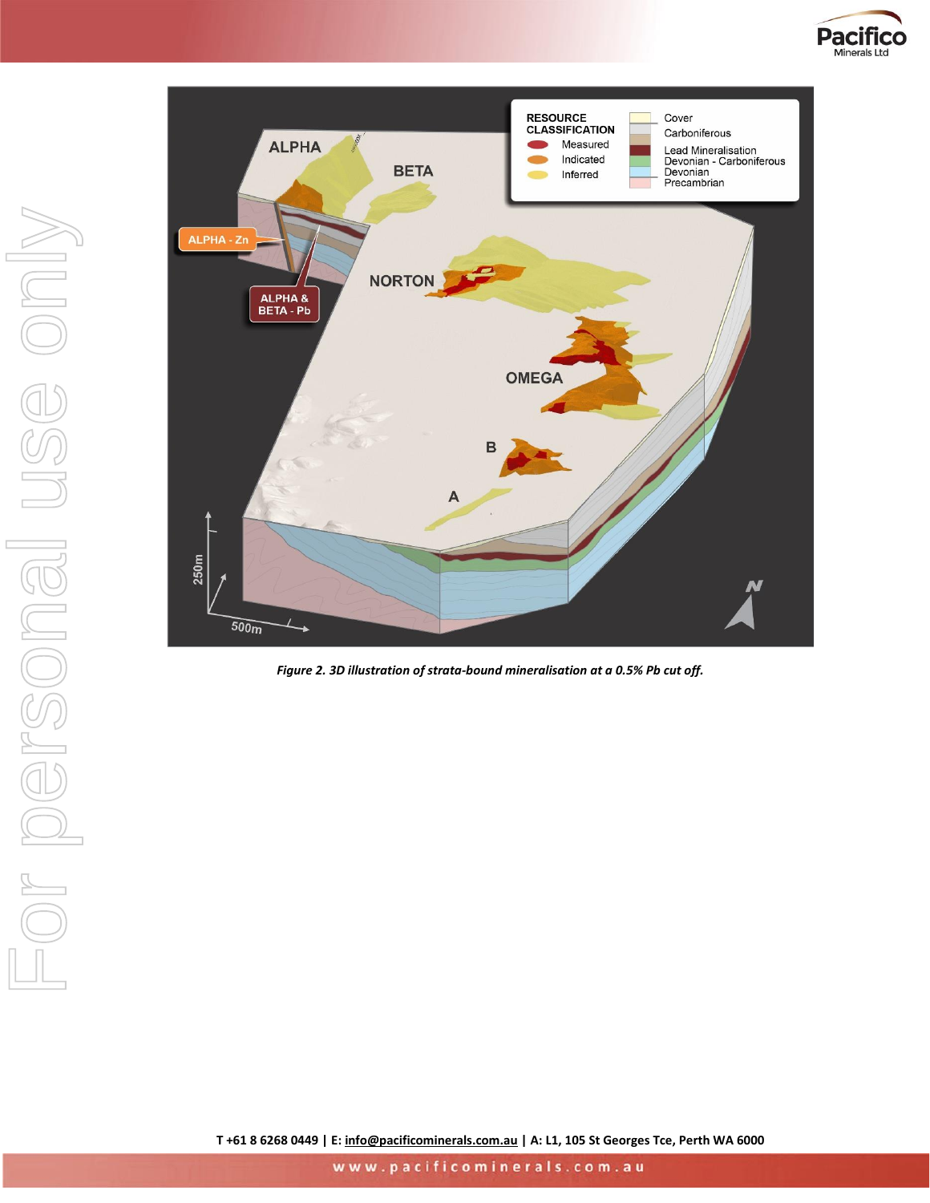*Figure 2. 3D illustration of strata-bound mineralisation at a 0.5% Pb cut off.*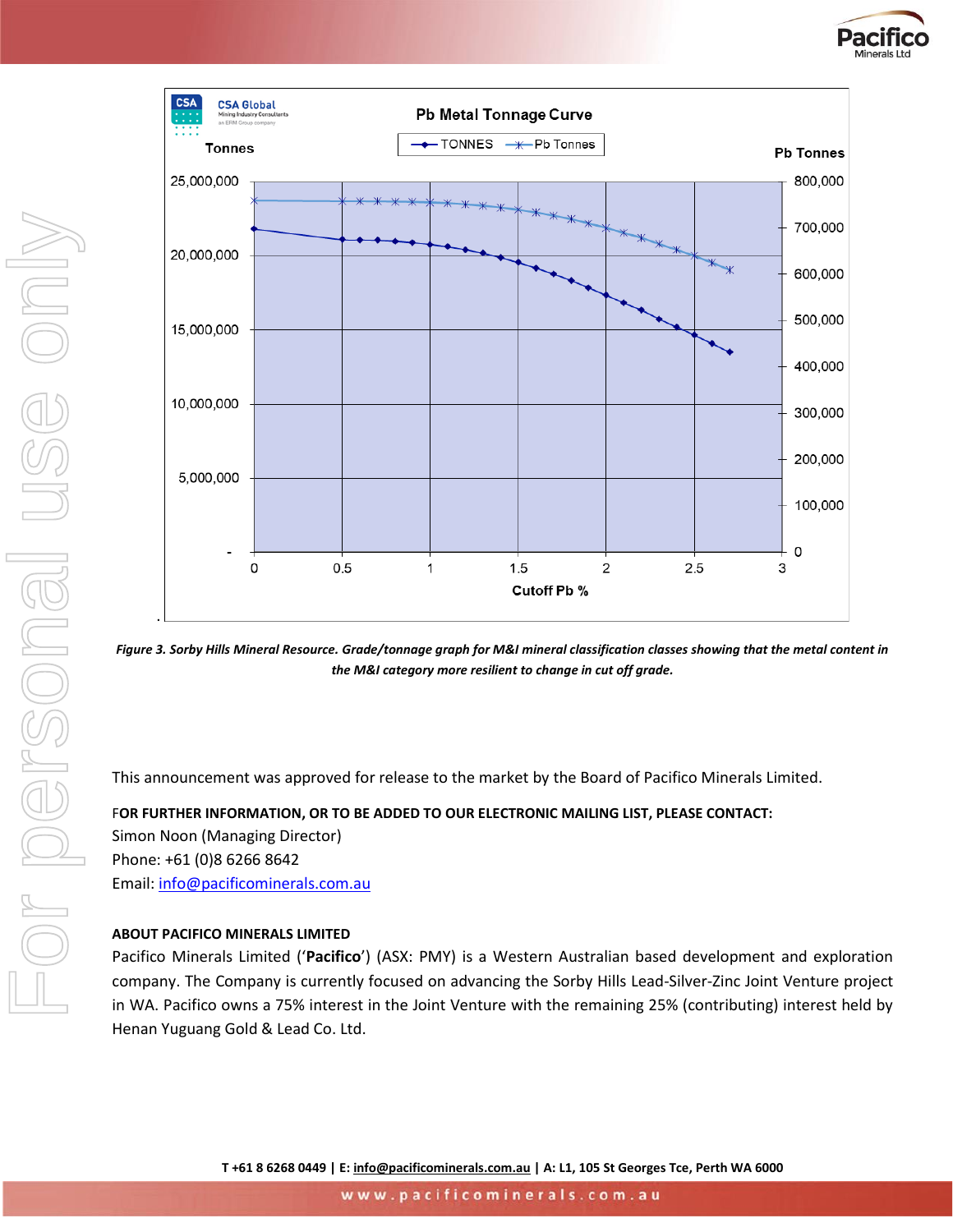*Figure 3. Sorby Hills Mineral Resource. Grade/tonnage graph for M&I mineral classification classes showing that the metal content in the M&I category more resilient to change in cut off grade.*

This announcement was approved for release to the market by the Board of Pacifico Minerals Limited.

**FOR FURTHER INFORMATION, OR TO BE ADDED TO OUR ELECTRONIC MAILING LIST, PLEASE CONTACT:**
Simon Noon (Managing Director)
Phone: +61 (0)8 6266 8642
Email: info@pacificominerals.com.au

**ABOUT PACIFICO MINERALS LIMITED**

Pacifico Minerals Limited ('**Pacifico**') (ASX: PMY) is a Western Australian based development and exploration company. The Company is currently focused on advancing the Sorby Hills Lead-Silver-Zinc Joint Venture project in WA. Pacifico owns a 75% interest in the Joint Venture with the remaining 25% (contributing) interest held by Henan Yuguang Gold & Lead Co. Ltd.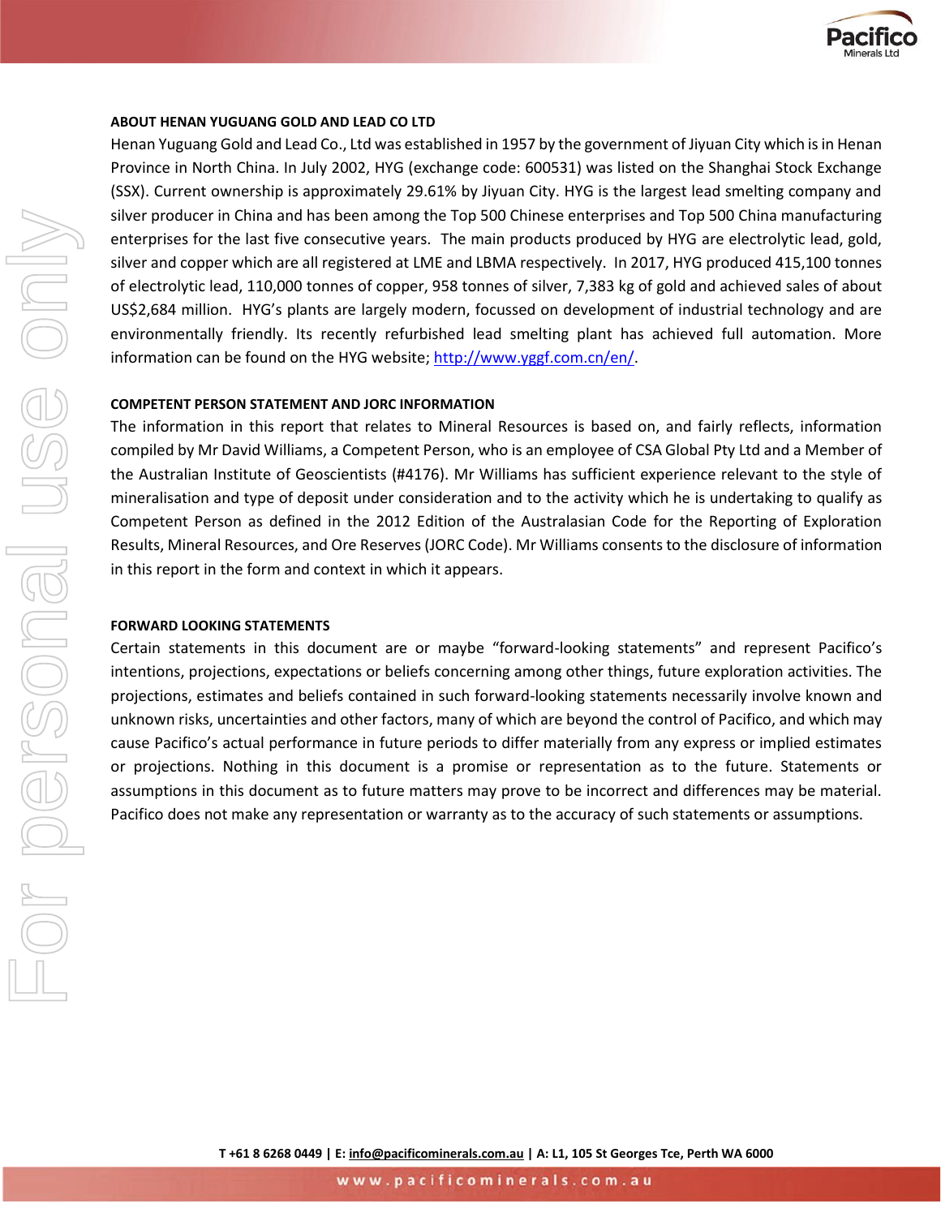### ABOUT HENAN YUGUANG GOLD AND LEAD CO LTD

Henan Yuguang Gold and Lead Co., Ltd was established in 1957 by the government of Jiyuan City which is in Henan Province in North China. In July 2002, HYG (exchange code: 600531) was listed on the Shanghai Stock Exchange (SSX). Current ownership is approximately 29.61% by Jiyuan City. HYG is the largest lead smelting company and silver producer in China and has been among the Top 500 Chinese enterprises and Top 500 China manufacturing enterprises for the last five consecutive years. The main products produced by HYG are electrolytic lead, gold, silver and copper which are all registered at LME and LBMA respectively. In 2017, HYG produced 415,100 tonnes of electrolytic lead, 110,000 tonnes of copper, 958 tonnes of silver, 7,383 kg of gold and achieved sales of about US$2,684 million. HYG's plants are largely modern, focussed on development of industrial technology and are environmentally friendly. Its recently refurbished lead smelting plant has achieved full automation. More information can be found on the HYG website; http://www.yggf.com.cn/en/.

### COMPETENT PERSON STATEMENT AND JORC INFORMATION

The information in this report that relates to Mineral Resources is based on, and fairly reflects, information compiled by Mr David Williams, a Competent Person, who is an employee of CSA Global Pty Ltd and a Member of the Australian Institute of Geoscientists (#4176). Mr Williams has sufficient experience relevant to the style of mineralisation and type of deposit under consideration and to the activity which he is undertaking to qualify as Competent Person as defined in the 2012 Edition of the Australasian Code for the Reporting of Exploration Results, Mineral Resources, and Ore Reserves (JORC Code). Mr Williams consents to the disclosure of information in this report in the form and context in which it appears.

### FORWARD LOOKING STATEMENTS

Certain statements in this document are or maybe "forward-looking statements" and represent Pacifico's intentions, projections, expectations or beliefs concerning among other things, future exploration activities. The projections, estimates and beliefs contained in such forward-looking statements necessarily involve known and unknown risks, uncertainties and other factors, many of which are beyond the control of Pacifico, and which may cause Pacifico's actual performance in future periods to differ materially from any express or implied estimates or projections. Nothing in this document is a promise or representation as to the future. Statements or assumptions in this document as to future matters may prove to be incorrect and differences may be material. Pacifico does not make any representation or warranty as to the accuracy of such statements or assumptions.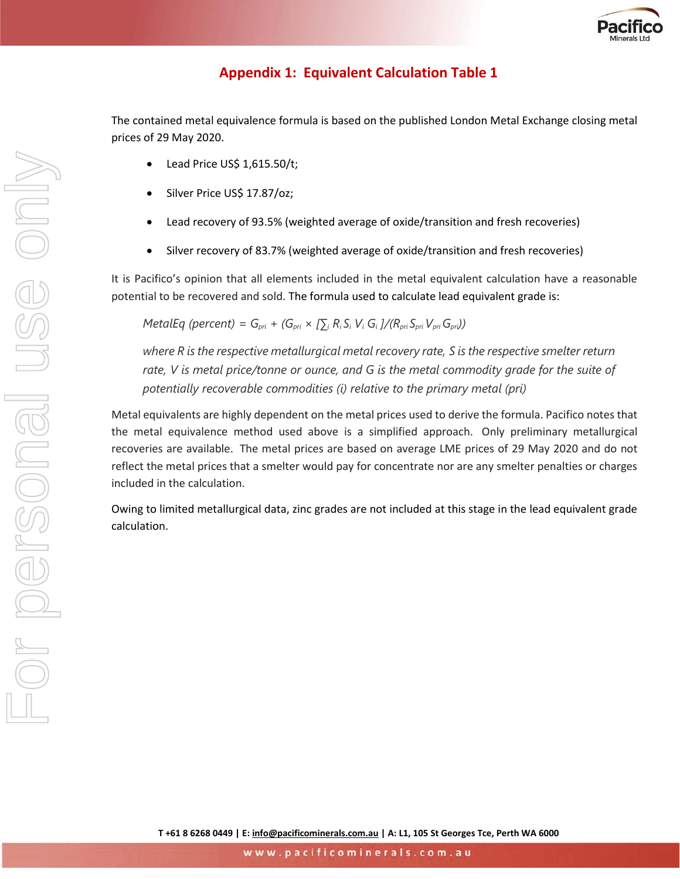## Appendix 1: Equivalent Calculation Table 1

The contained metal equivalence formula is based on the published London Metal Exchange closing metal prices of 29 May 2020.

- Lead Price US$ 1,615.50/t;
- Silver Price US$ 17.87/oz;
- Lead recovery of 93.5% (weighted average of oxide/transition and fresh recoveries)
- Silver recovery of 83.7% (weighted average of oxide/transition and fresh recoveries)

It is Pacifico's opinion that all elements included in the metal equivalent calculation have a reasonable potential to be recovered and sold. The formula used to calculate lead equivalent grade is:

$$MetalEq\ (percent) = G_{pri} + (G_{pri} \times [\textstyle\sum_i R_i S_i V_i G_i]/(R_{pri} S_{pri} V_{pri} G_{pri}))$$

*where R is the respective metallurgical metal recovery rate, S is the respective smelter return rate, V is metal price/tonne or ounce, and G is the metal commodity grade for the suite of potentially recoverable commodities (i) relative to the primary metal (pri)*

Metal equivalents are highly dependent on the metal prices used to derive the formula. Pacifico notes that the metal equivalence method used above is a simplified approach. Only preliminary metallurgical recoveries are available. The metal prices are based on average LME prices of 29 May 2020 and do not reflect the metal prices that a smelter would pay for concentrate nor are any smelter penalties or charges included in the calculation.

Owing to limited metallurgical data, zinc grades are not included at this stage in the lead equivalent grade calculation.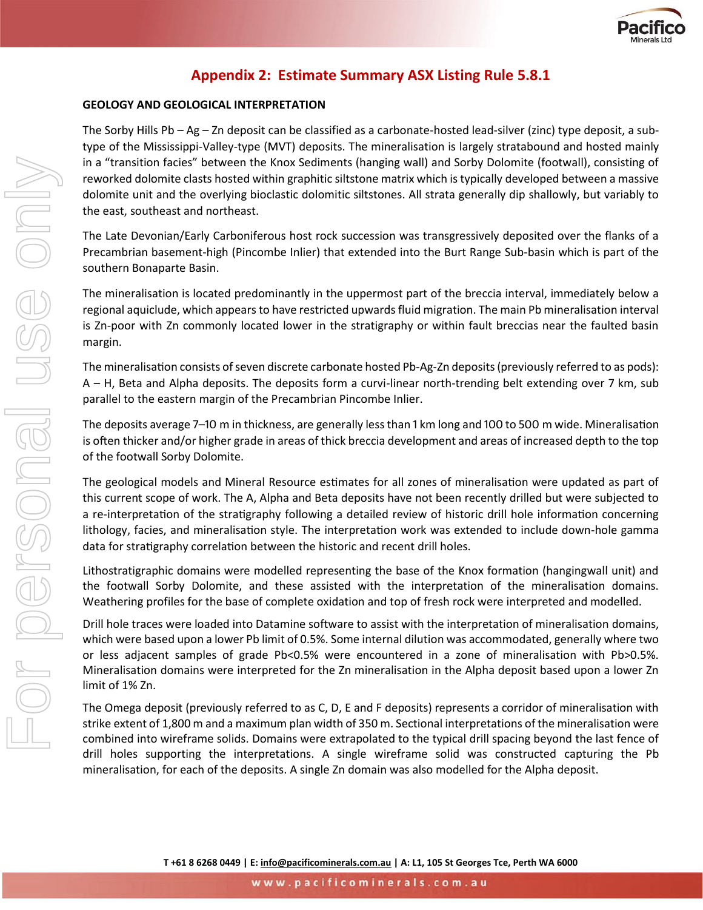# Appendix 2: Estimate Summary ASX Listing Rule 5.8.1

## GEOLOGY AND GEOLOGICAL INTERPRETATION

The Sorby Hills Pb – Ag – Zn deposit can be classified as a carbonate-hosted lead-silver (zinc) type deposit, a sub-type of the Mississippi-Valley-type (MVT) deposits. The mineralisation is largely stratabound and hosted mainly in a "transition facies" between the Knox Sediments (hanging wall) and Sorby Dolomite (footwall), consisting of reworked dolomite clasts hosted within graphitic siltstone matrix which is typically developed between a massive dolomite unit and the overlying bioclastic dolomitic siltstones. All strata generally dip shallowly, but variably to the east, southeast and northeast.

The Late Devonian/Early Carboniferous host rock succession was transgressively deposited over the flanks of a Precambrian basement-high (Pincombe Inlier) that extended into the Burt Range Sub-basin which is part of the southern Bonaparte Basin.

The mineralisation is located predominantly in the uppermost part of the breccia interval, immediately below a regional aquiclude, which appears to have restricted upwards fluid migration. The main Pb mineralisation interval is Zn-poor with Zn commonly located lower in the stratigraphy or within fault breccias near the faulted basin margin.

The mineralisation consists of seven discrete carbonate hosted Pb-Ag-Zn deposits (previously referred to as pods): A – H, Beta and Alpha deposits. The deposits form a curvi-linear north-trending belt extending over 7 km, sub parallel to the eastern margin of the Precambrian Pincombe Inlier.

The deposits average 7–10 m in thickness, are generally less than 1 km long and 100 to 500 m wide. Mineralisation is often thicker and/or higher grade in areas of thick breccia development and areas of increased depth to the top of the footwall Sorby Dolomite.

The geological models and Mineral Resource estimates for all zones of mineralisation were updated as part of this current scope of work. The A, Alpha and Beta deposits have not been recently drilled but were subjected to a re-interpretation of the stratigraphy following a detailed review of historic drill hole information concerning lithology, facies, and mineralisation style. The interpretation work was extended to include down-hole gamma data for stratigraphy correlation between the historic and recent drill holes.

Lithostratigraphic domains were modelled representing the base of the Knox formation (hangingwall unit) and the footwall Sorby Dolomite, and these assisted with the interpretation of the mineralisation domains. Weathering profiles for the base of complete oxidation and top of fresh rock were interpreted and modelled.

Drill hole traces were loaded into Datamine software to assist with the interpretation of mineralisation domains, which were based upon a lower Pb limit of 0.5%. Some internal dilution was accommodated, generally where two or less adjacent samples of grade Pb<0.5% were encountered in a zone of mineralisation with Pb>0.5%. Mineralisation domains were interpreted for the Zn mineralisation in the Alpha deposit based upon a lower Zn limit of 1% Zn.

The Omega deposit (previously referred to as C, D, E and F deposits) represents a corridor of mineralisation with strike extent of 1,800 m and a maximum plan width of 350 m. Sectional interpretations of the mineralisation were combined into wireframe solids. Domains were extrapolated to the typical drill spacing beyond the last fence of drill holes supporting the interpretations. A single wireframe solid was constructed capturing the Pb mineralisation, for each of the deposits. A single Zn domain was also modelled for the Alpha deposit.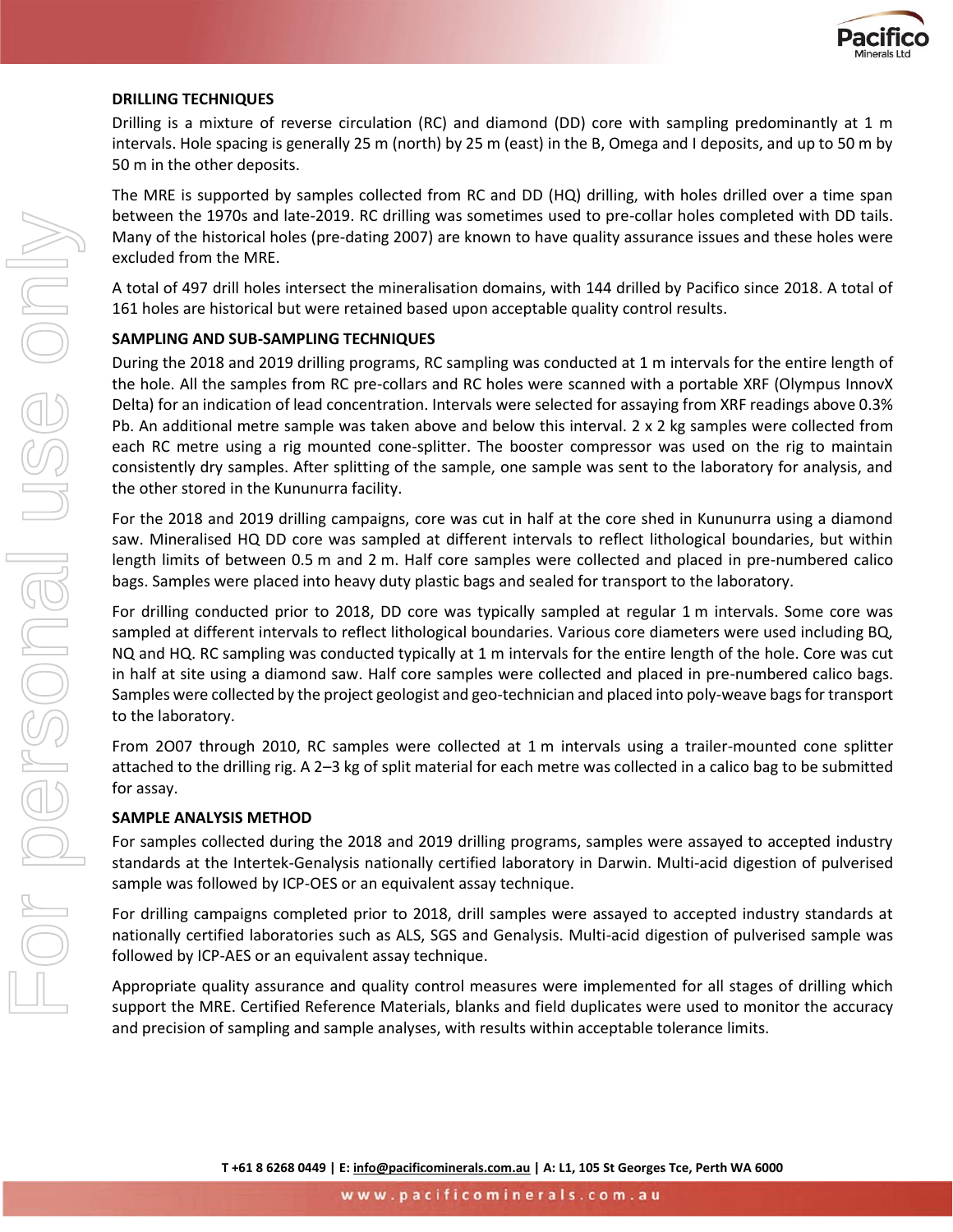**DRILLING TECHNIQUES**

Drilling is a mixture of reverse circulation (RC) and diamond (DD) core with sampling predominantly at 1 m intervals. Hole spacing is generally 25 m (north) by 25 m (east) in the B, Omega and I deposits, and up to 50 m by 50 m in the other deposits.

The MRE is supported by samples collected from RC and DD (HQ) drilling, with holes drilled over a time span between the 1970s and late-2019. RC drilling was sometimes used to pre-collar holes completed with DD tails. Many of the historical holes (pre-dating 2007) are known to have quality assurance issues and these holes were excluded from the MRE.

A total of 497 drill holes intersect the mineralisation domains, with 144 drilled by Pacifico since 2018. A total of 161 holes are historical but were retained based upon acceptable quality control results.

**SAMPLING AND SUB-SAMPLING TECHNIQUES**

During the 2018 and 2019 drilling programs, RC sampling was conducted at 1 m intervals for the entire length of the hole. All the samples from RC pre-collars and RC holes were scanned with a portable XRF (Olympus InnovX Delta) for an indication of lead concentration. Intervals were selected for assaying from XRF readings above 0.3% Pb. An additional metre sample was taken above and below this interval. 2 x 2 kg samples were collected from each RC metre using a rig mounted cone-splitter. The booster compressor was used on the rig to maintain consistently dry samples. After splitting of the sample, one sample was sent to the laboratory for analysis, and the other stored in the Kununurra facility.

For the 2018 and 2019 drilling campaigns, core was cut in half at the core shed in Kununurra using a diamond saw. Mineralised HQ DD core was sampled at different intervals to reflect lithological boundaries, but within length limits of between 0.5 m and 2 m. Half core samples were collected and placed in pre-numbered calico bags. Samples were placed into heavy duty plastic bags and sealed for transport to the laboratory.

For drilling conducted prior to 2018, DD core was typically sampled at regular 1 m intervals. Some core was sampled at different intervals to reflect lithological boundaries. Various core diameters were used including BQ, NQ and HQ. RC sampling was conducted typically at 1 m intervals for the entire length of the hole. Core was cut in half at site using a diamond saw. Half core samples were collected and placed in pre-numbered calico bags. Samples were collected by the project geologist and geo-technician and placed into poly-weave bags for transport to the laboratory.

From 2O07 through 2010, RC samples were collected at 1 m intervals using a trailer-mounted cone splitter attached to the drilling rig. A 2–3 kg of split material for each metre was collected in a calico bag to be submitted for assay.

**SAMPLE ANALYSIS METHOD**

For samples collected during the 2018 and 2019 drilling programs, samples were assayed to accepted industry standards at the Intertek-Genalysis nationally certified laboratory in Darwin. Multi-acid digestion of pulverised sample was followed by ICP-OES or an equivalent assay technique.

For drilling campaigns completed prior to 2018, drill samples were assayed to accepted industry standards at nationally certified laboratories such as ALS, SGS and Genalysis. Multi-acid digestion of pulverised sample was followed by ICP-AES or an equivalent assay technique.

Appropriate quality assurance and quality control measures were implemented for all stages of drilling which support the MRE. Certified Reference Materials, blanks and field duplicates were used to monitor the accuracy and precision of sampling and sample analyses, with results within acceptable tolerance limits.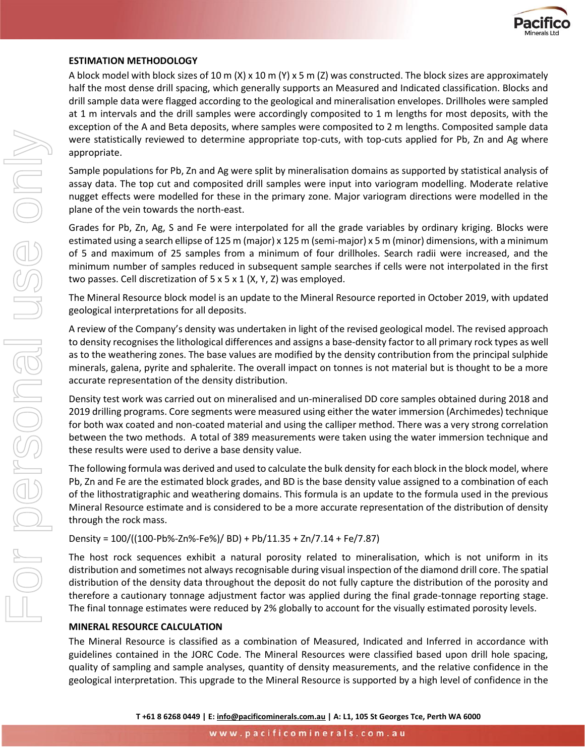**ESTIMATION METHODOLOGY**

A block model with block sizes of 10 m (X) x 10 m (Y) x 5 m (Z) was constructed. The block sizes are approximately half the most dense drill spacing, which generally supports an Measured and Indicated classification. Blocks and drill sample data were flagged according to the geological and mineralisation envelopes. Drillholes were sampled at 1 m intervals and the drill samples were accordingly composited to 1 m lengths for most deposits, with the exception of the A and Beta deposits, where samples were composited to 2 m lengths. Composited sample data were statistically reviewed to determine appropriate top-cuts, with top-cuts applied for Pb, Zn and Ag where appropriate.

Sample populations for Pb, Zn and Ag were split by mineralisation domains as supported by statistical analysis of assay data. The top cut and composited drill samples were input into variogram modelling. Moderate relative nugget effects were modelled for these in the primary zone. Major variogram directions were modelled in the plane of the vein towards the north-east.

Grades for Pb, Zn, Ag, S and Fe were interpolated for all the grade variables by ordinary kriging. Blocks were estimated using a search ellipse of 125 m (major) x 125 m (semi-major) x 5 m (minor) dimensions, with a minimum of 5 and maximum of 25 samples from a minimum of four drillholes. Search radii were increased, and the minimum number of samples reduced in subsequent sample searches if cells were not interpolated in the first two passes. Cell discretization of 5 x 5 x 1 (X, Y, Z) was employed.

The Mineral Resource block model is an update to the Mineral Resource reported in October 2019, with updated geological interpretations for all deposits.

A review of the Company's density was undertaken in light of the revised geological model. The revised approach to density recognises the lithological differences and assigns a base-density factor to all primary rock types as well as to the weathering zones. The base values are modified by the density contribution from the principal sulphide minerals, galena, pyrite and sphalerite. The overall impact on tonnes is not material but is thought to be a more accurate representation of the density distribution.

Density test work was carried out on mineralised and un-mineralised DD core samples obtained during 2018 and 2019 drilling programs. Core segments were measured using either the water immersion (Archimedes) technique for both wax coated and non-coated material and using the calliper method. There was a very strong correlation between the two methods. A total of 389 measurements were taken using the water immersion technique and these results were used to derive a base density value.

The following formula was derived and used to calculate the bulk density for each block in the block model, where Pb, Zn and Fe are the estimated block grades, and BD is the base density value assigned to a combination of each of the lithostratigraphic and weathering domains. This formula is an update to the formula used in the previous Mineral Resource estimate and is considered to be a more accurate representation of the distribution of density through the rock mass.

$$\text{Density} = 100/((100\text{-Pb\%-Zn\%-Fe\%})/\ \text{BD}) + \text{Pb}/11.35 + \text{Zn}/7.14 + \text{Fe}/7.87)$$

The host rock sequences exhibit a natural porosity related to mineralisation, which is not uniform in its distribution and sometimes not always recognisable during visual inspection of the diamond drill core. The spatial distribution of the density data throughout the deposit do not fully capture the distribution of the porosity and therefore a cautionary tonnage adjustment factor was applied during the final grade-tonnage reporting stage. The final tonnage estimates were reduced by 2% globally to account for the visually estimated porosity levels.

**MINERAL RESOURCE CALCULATION**

The Mineral Resource is classified as a combination of Measured, Indicated and Inferred in accordance with guidelines contained in the JORC Code. The Mineral Resources were classified based upon drill hole spacing, quality of sampling and sample analyses, quantity of density measurements, and the relative confidence in the geological interpretation. This upgrade to the Mineral Resource is supported by a high level of confidence in the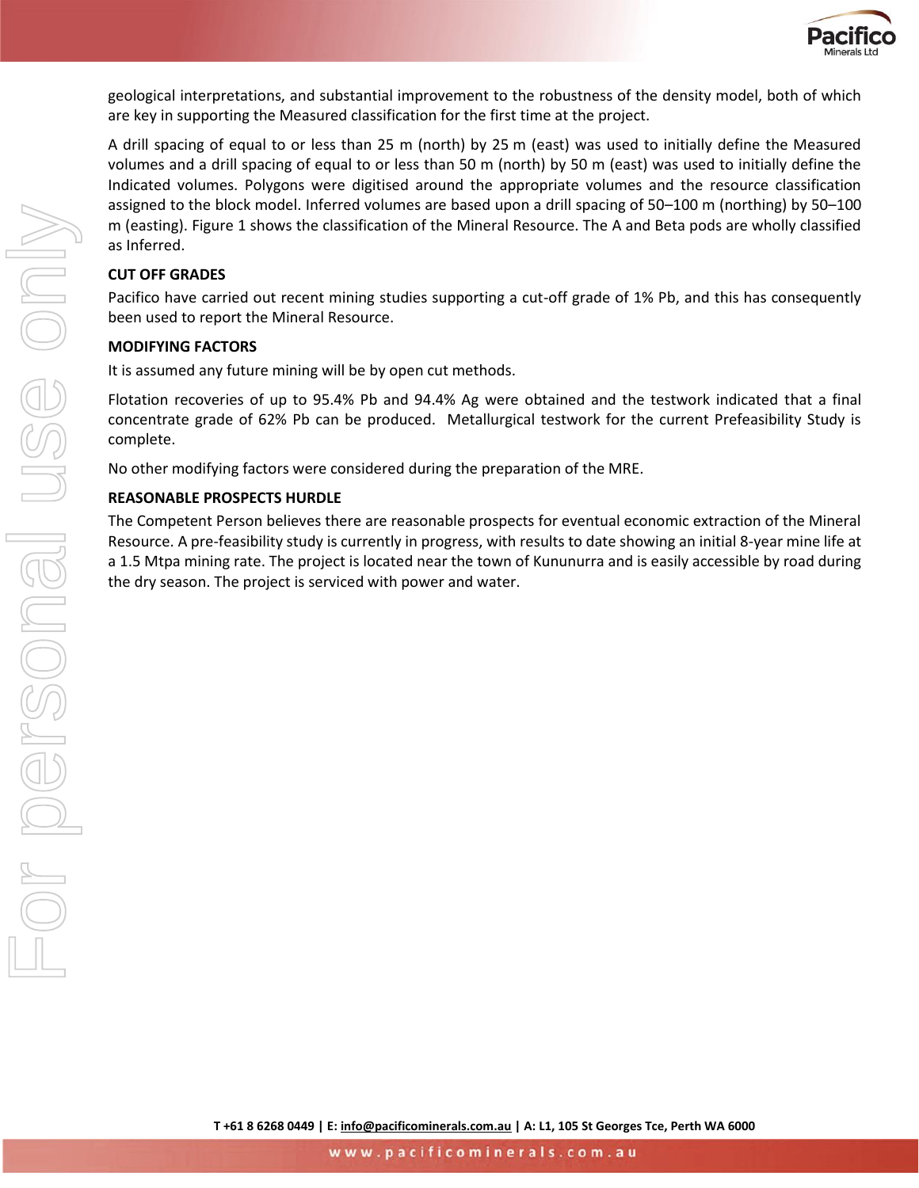geological interpretations, and substantial improvement to the robustness of the density model, both of which are key in supporting the Measured classification for the first time at the project.

A drill spacing of equal to or less than 25 m (north) by 25 m (east) was used to initially define the Measured volumes and a drill spacing of equal to or less than 50 m (north) by 50 m (east) was used to initially define the Indicated volumes. Polygons were digitised around the appropriate volumes and the resource classification assigned to the block model. Inferred volumes are based upon a drill spacing of 50–100 m (northing) by 50–100 m (easting). Figure 1 shows the classification of the Mineral Resource. The A and Beta pods are wholly classified as Inferred.

**CUT OFF GRADES**

Pacifico have carried out recent mining studies supporting a cut-off grade of 1% Pb, and this has consequently been used to report the Mineral Resource.

**MODIFYING FACTORS**

It is assumed any future mining will be by open cut methods.

Flotation recoveries of up to 95.4% Pb and 94.4% Ag were obtained and the testwork indicated that a final concentrate grade of 62% Pb can be produced. Metallurgical testwork for the current Prefeasibility Study is complete.

No other modifying factors were considered during the preparation of the MRE.

**REASONABLE PROSPECTS HURDLE**

The Competent Person believes there are reasonable prospects for eventual economic extraction of the Mineral Resource. A pre-feasibility study is currently in progress, with results to date showing an initial 8-year mine life at a 1.5 Mtpa mining rate. The project is located near the town of Kununurra and is easily accessible by road during the dry season. The project is serviced with power and water.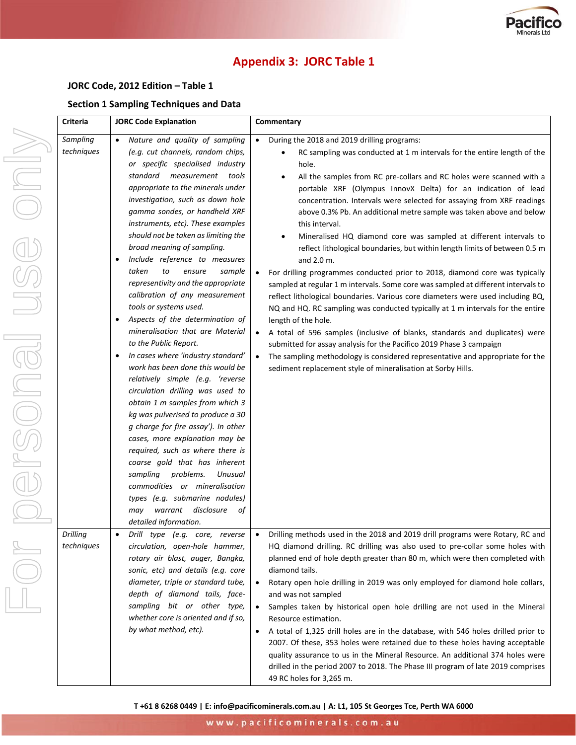## Appendix 3: JORC Table 1

### JORC Code, 2012 Edition – Table 1

### Section 1 Sampling Techniques and Data

| Criteria | JORC Code Explanation | Commentary |
|---|---|---|
| *Sampling techniques* | • *Nature and quality of sampling (e.g. cut channels, random chips, or specific specialised industry standard measurement tools appropriate to the minerals under investigation, such as down hole gamma sondes, or handheld XRF instruments, etc). These examples should not be taken as limiting the broad meaning of sampling.*<br>• *Include reference to measures taken to ensure sample representivity and the appropriate calibration of any measurement tools or systems used.*<br>• *Aspects of the determination of mineralisation that are Material to the Public Report.*<br>• *In cases where 'industry standard' work has been done this would be relatively simple (e.g. 'reverse circulation drilling was used to obtain 1 m samples from which 3 kg was pulverised to produce a 30 g charge for fire assay'). In other cases, more explanation may be required, such as where there is coarse gold that has inherent sampling problems. Unusual commodities or mineralisation types (e.g. submarine nodules) may warrant disclosure of detailed information.* | • During the 2018 and 2019 drilling programs:<br>  ◦ RC sampling was conducted at 1 m intervals for the entire length of the hole.<br>  ◦ All the samples from RC pre-collars and RC holes were scanned with a portable XRF (Olympus InnovX Delta) for an indication of lead concentration. Intervals were selected for assaying from XRF readings above 0.3% Pb. An additional metre sample was taken above and below this interval.<br>  ◦ Mineralised HQ diamond core was sampled at different intervals to reflect lithological boundaries, but within length limits of between 0.5 m and 2.0 m.<br>• For drilling programmes conducted prior to 2018, diamond core was typically sampled at regular 1 m intervals. Some core was sampled at different intervals to reflect lithological boundaries. Various core diameters were used including BQ, NQ and HQ. RC sampling was conducted typically at 1 m intervals for the entire length of the hole.<br>• A total of 596 samples (inclusive of blanks, standards and duplicates) were submitted for assay analysis for the Pacifico 2019 Phase 3 campaign<br>• The sampling methodology is considered representative and appropriate for the sediment replacement style of mineralisation at Sorby Hills. |
| *Drilling techniques* | • *Drill type (e.g. core, reverse circulation, open-hole hammer, rotary air blast, auger, Bangka, sonic, etc) and details (e.g. core diameter, triple or standard tube, depth of diamond tails, face-sampling bit or other type, whether core is oriented and if so, by what method, etc).* | • Drilling methods used in the 2018 and 2019 drill programs were Rotary, RC and HQ diamond drilling. RC drilling was also used to pre-collar some holes with planned end of hole depth greater than 80 m, which were then completed with diamond tails.<br>• Rotary open hole drilling in 2019 was only employed for diamond hole collars, and was not sampled<br>• Samples taken by historical open hole drilling are not used in the Mineral Resource estimation.<br>• A total of 1,325 drill holes are in the database, with 546 holes drilled prior to 2007. Of these, 353 holes were retained due to these holes having acceptable quality assurance to us in the Mineral Resource. An additional 374 holes were drilled in the period 2007 to 2018. The Phase III program of late 2019 comprises 49 RC holes for 3,265 m. |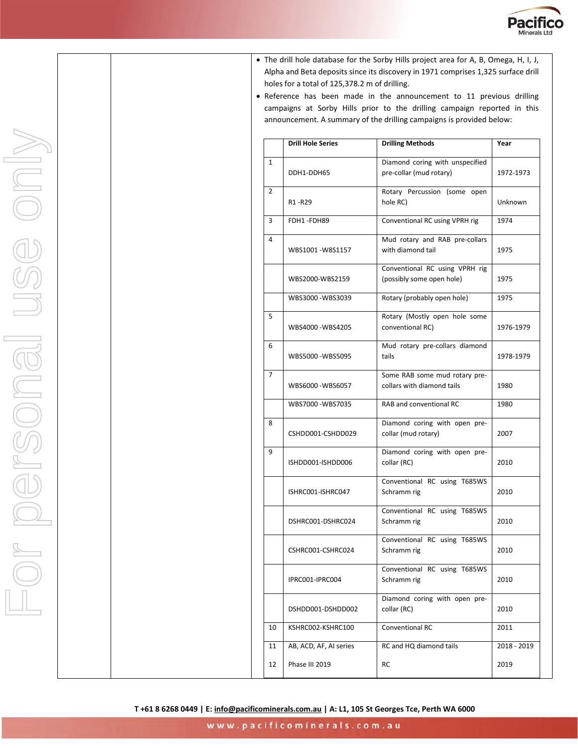- The drill hole database for the Sorby Hills project area for A, B, Omega, H, I, J, Alpha and Beta deposits since its discovery in 1971 comprises 1,325 surface drill holes for a total of 125,378.2 m of drilling.
- Reference has been made in the announcement to 11 previous drilling campaigns at Sorby Hills prior to the drilling campaign reported in this announcement. A summary of the drilling campaigns is provided below:

| | Drill Hole Series | Drilling Methods | Year |
|---|---|---|---|
| 1 | DDH1-DDH65 | Diamond coring with unspecified pre-collar (mud rotary) | 1972-1973 |
| 2 | R1 -R29 | Rotary Percussion (some open hole RC) | Unknown |
| 3 | FDH1 -FDH89 | Conventional RC using VPRH rig | 1974 |
| 4 | WBS1001 -W8S1157 | Mud rotary and RAB pre-collars with diamond tail | 1975 |
| | WBS2000-WBS2159 | Conventional RC using VPRH rig (possibly some open hole) | 1975 |
| | WBS3000 -WBS3039 | Rotary (probably open hole) | 1975 |
| 5 | WBS4000 -WBS4205 | Rotary (Mostly open hole some conventional RC) | 1976-1979 |
| 6 | WBS5000 -WBS5095 | Mud rotary pre-collars diamond tails | 1978-1979 |
| 7 | WBS6000 -WBS6057 | Some RAB some mud rotary pre-collars with diamond tails | 1980 |
| | WBS7000 -WBS7035 | RAB and conventional RC | 1980 |
| 8 | CSHDD001-CSHDD029 | Diamond coring with open pre-collar (mud rotary) | 2007 |
| 9 | ISHDD001-ISHDD006 | Diamond coring with open pre-collar (RC) | 2010 |
| | ISHRC001-ISHRC047 | Conventional RC using T685WS Schramm rig | 2010 |
| | DSHRC001-DSHRC024 | Conventional RC using T685WS Schramm rig | 2010 |
| | CSHRC001-CSHRC024 | Conventional RC using T685WS Schramm rig | 2010 |
| | IPRC001-IPRC004 | Conventional RC using T685WS Schramm rig | 2010 |
| | DSHDD001-DSHDD002 | Diamond coring with open pre-collar (RC) | 2010 |
| 10 | KSHRC002-KSHRC100 | Conventional RC | 2011 |
| 11 | AB, ACD, AF, AI series | RC and HQ diamond tails | 2018 - 2019 |
| 12 | Phase III 2019 | RC | 2019 |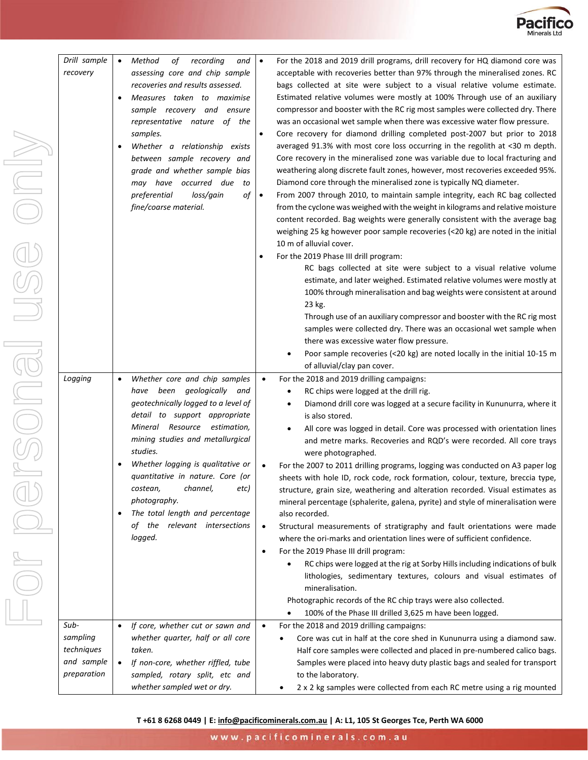| | | |
|---|---|---|
| *Drill sample recovery* | • *Method of recording and assessing core and chip sample recoveries and results assessed.*<br>• *Measures taken to maximise sample recovery and ensure representative nature of the samples.*<br>• *Whether a relationship exists between sample recovery and grade and whether sample bias may have occurred due to preferential loss/gain of fine/coarse material.* | • For the 2018 and 2019 drill programs, drill recovery for HQ diamond core was acceptable with recoveries better than 97% through the mineralised zones. RC bags collected at site were subject to a visual relative volume estimate. Estimated relative volumes were mostly at 100% Through use of an auxiliary compressor and booster with the RC rig most samples were collected dry. There was an occasional wet sample when there was excessive water flow pressure.<br>• Core recovery for diamond drilling completed post-2007 but prior to 2018 averaged 91.3% with most core loss occurring in the regolith at <30 m depth. Core recovery in the mineralised zone was variable due to local fracturing and weathering along discrete fault zones, however, most recoveries exceeded 95%. Diamond core through the mineralised zone is typically NQ diameter.<br>• From 2007 through 2010, to maintain sample integrity, each RC bag collected from the cyclone was weighed with the weight in kilograms and relative moisture content recorded. Bag weights were generally consistent with the average bag weighing 25 kg however poor sample recoveries (<20 kg) are noted in the initial 10 m of alluvial cover.<br>• For the 2019 Phase III drill program:<br>RC bags collected at site were subject to a visual relative volume estimate, and later weighed. Estimated relative volumes were mostly at 100% through mineralisation and bag weights were consistent at around 23 kg.<br>Through use of an auxiliary compressor and booster with the RC rig most samples were collected dry. There was an occasional wet sample when there was excessive water flow pressure.<br>• Poor sample recoveries (<20 kg) are noted locally in the initial 10-15 m of alluvial/clay pan cover. |
| *Logging* | • *Whether core and chip samples have been geologically and geotechnically logged to a level of detail to support appropriate Mineral Resource estimation, mining studies and metallurgical studies.*<br>• *Whether logging is qualitative or quantitative in nature. Core (or costean, channel, etc) photography.*<br>• *The total length and percentage of the relevant intersections logged.* | • For the 2018 and 2019 drilling campaigns:<br>  • RC chips were logged at the drill rig.<br>  • Diamond drill core was logged at a secure facility in Kununurra, where it is also stored.<br>  • All core was logged in detail. Core was processed with orientation lines and metre marks. Recoveries and RQD's were recorded. All core trays were photographed.<br>• For the 2007 to 2011 drilling programs, logging was conducted on A3 paper log sheets with hole ID, rock code, rock formation, colour, texture, breccia type, structure, grain size, weathering and alteration recorded. Visual estimates as mineral percentage (sphalerite, galena, pyrite) and style of mineralisation were also recorded.<br>• Structural measurements of stratigraphy and fault orientations were made where the ori-marks and orientation lines were of sufficient confidence.<br>• For the 2019 Phase III drill program:<br>  • RC chips were logged at the rig at Sorby Hills including indications of bulk lithologies, sedimentary textures, colours and visual estimates of mineralisation.<br>Photographic records of the RC chip trays were also collected.<br>  • 100% of the Phase III drilled 3,625 m have been logged. |
| *Sub-sampling techniques and sample preparation* | • *If core, whether cut or sawn and whether quarter, half or all core taken.*<br>• *If non-core, whether riffled, tube sampled, rotary split, etc and whether sampled wet or dry.* | • For the 2018 and 2019 drilling campaigns:<br>  • Core was cut in half at the core shed in Kununurra using a diamond saw. Half core samples were collected and placed in pre-numbered calico bags. Samples were placed into heavy duty plastic bags and sealed for transport to the laboratory.<br>  • 2 x 2 kg samples were collected from each RC metre using a rig mounted |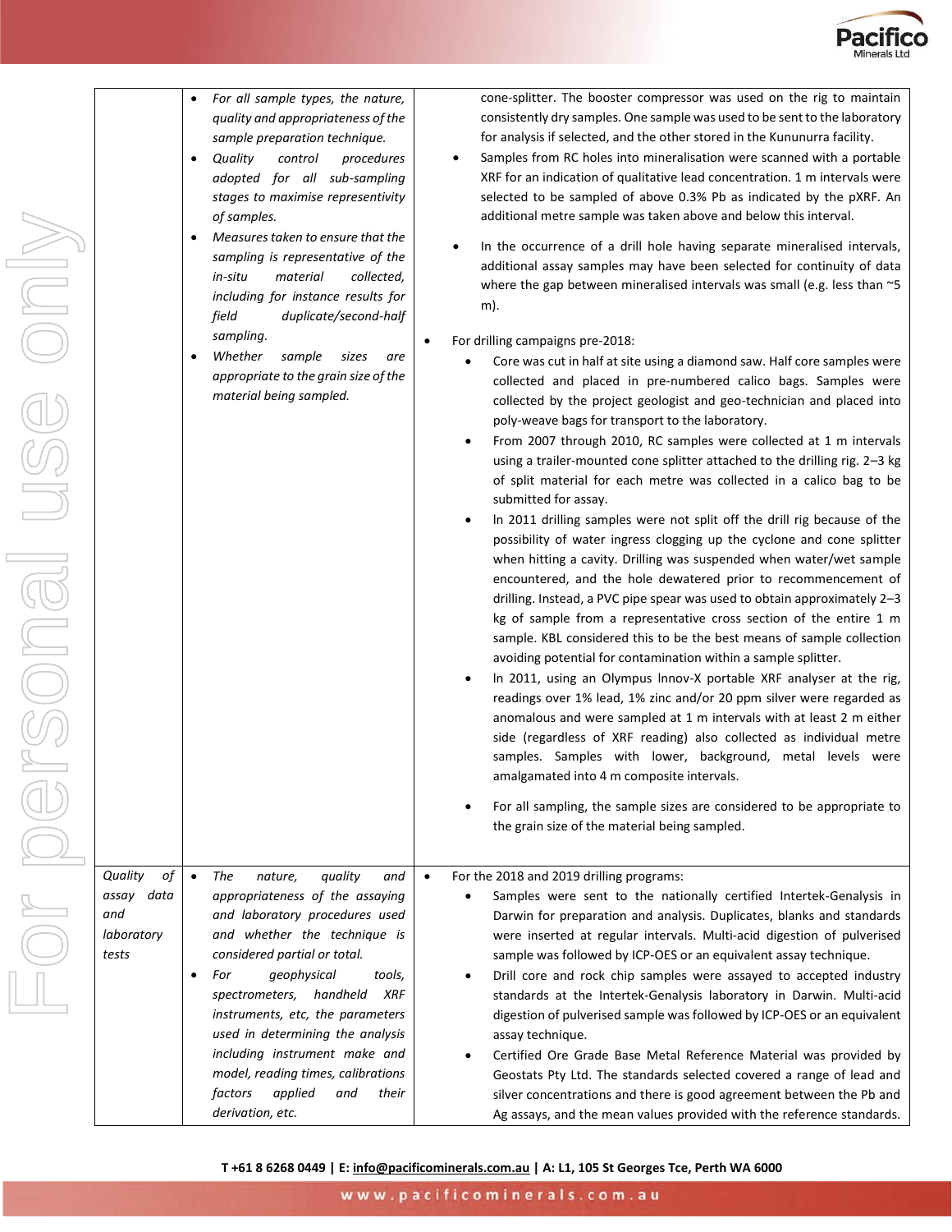| | | |
|---|---|---|
| | • *For all sample types, the nature, quality and appropriateness of the sample preparation technique.*<br>• *Quality control procedures adopted for all sub-sampling stages to maximise representivity of samples.*<br>• *Measures taken to ensure that the sampling is representative of the in-situ material collected, including for instance results for field duplicate/second-half sampling.*<br>• *Whether sample sizes are appropriate to the grain size of the material being sampled.* | cone-splitter. The booster compressor was used on the rig to maintain consistently dry samples. One sample was used to be sent to the laboratory for analysis if selected, and the other stored in the Kununurra facility.<br>• Samples from RC holes into mineralisation were scanned with a portable XRF for an indication of qualitative lead concentration. 1 m intervals were selected to be sampled of above 0.3% Pb as indicated by the pXRF. An additional metre sample was taken above and below this interval.<br>• In the occurrence of a drill hole having separate mineralised intervals, additional assay samples may have been selected for continuity of data where the gap between mineralised intervals was small (e.g. less than ~5 m).<br><br>• For drilling campaigns pre-2018:<br>  • Core was cut in half at site using a diamond saw. Half core samples were collected and placed in pre-numbered calico bags. Samples were collected by the project geologist and geo-technician and placed into poly-weave bags for transport to the laboratory.<br>  • From 2007 through 2010, RC samples were collected at 1 m intervals using a trailer-mounted cone splitter attached to the drilling rig. 2–3 kg of split material for each metre was collected in a calico bag to be submitted for assay.<br>  • In 2011 drilling samples were not split off the drill rig because of the possibility of water ingress clogging up the cyclone and cone splitter when hitting a cavity. Drilling was suspended when water/wet sample encountered, and the hole dewatered prior to recommencement of drilling. Instead, a PVC pipe spear was used to obtain approximately 2–3 kg of sample from a representative cross section of the entire 1 m sample. KBL considered this to be the best means of sample collection avoiding potential for contamination within a sample splitter.<br>  • In 2011, using an Olympus Innov-X portable XRF analyser at the rig, readings over 1% lead, 1% zinc and/or 20 ppm silver were regarded as anomalous and were sampled at 1 m intervals with at least 2 m either side (regardless of XRF reading) also collected as individual metre samples. Samples with lower, background, metal levels were amalgamated into 4 m composite intervals.<br><br>  • For all sampling, the sample sizes are considered to be appropriate to the grain size of the material being sampled. |
| *Quality of assay data and laboratory tests* | • *The nature, quality and appropriateness of the assaying and laboratory procedures used and whether the technique is considered partial or total.*<br>• *For geophysical tools, spectrometers, handheld XRF instruments, etc, the parameters used in determining the analysis including instrument make and model, reading times, calibrations factors applied and their derivation, etc.* | • For the 2018 and 2019 drilling programs:<br>  • Samples were sent to the nationally certified Intertek-Genalysis in Darwin for preparation and analysis. Duplicates, blanks and standards were inserted at regular intervals. Multi-acid digestion of pulverised sample was followed by ICP-OES or an equivalent assay technique.<br>  • Drill core and rock chip samples were assayed to accepted industry standards at the Intertek-Genalysis laboratory in Darwin. Multi-acid digestion of pulverised sample was followed by ICP-OES or an equivalent assay technique.<br>  • Certified Ore Grade Base Metal Reference Material was provided by Geostats Pty Ltd. The standards selected covered a range of lead and silver concentrations and there is good agreement between the Pb and Ag assays, and the mean values provided with the reference standards. |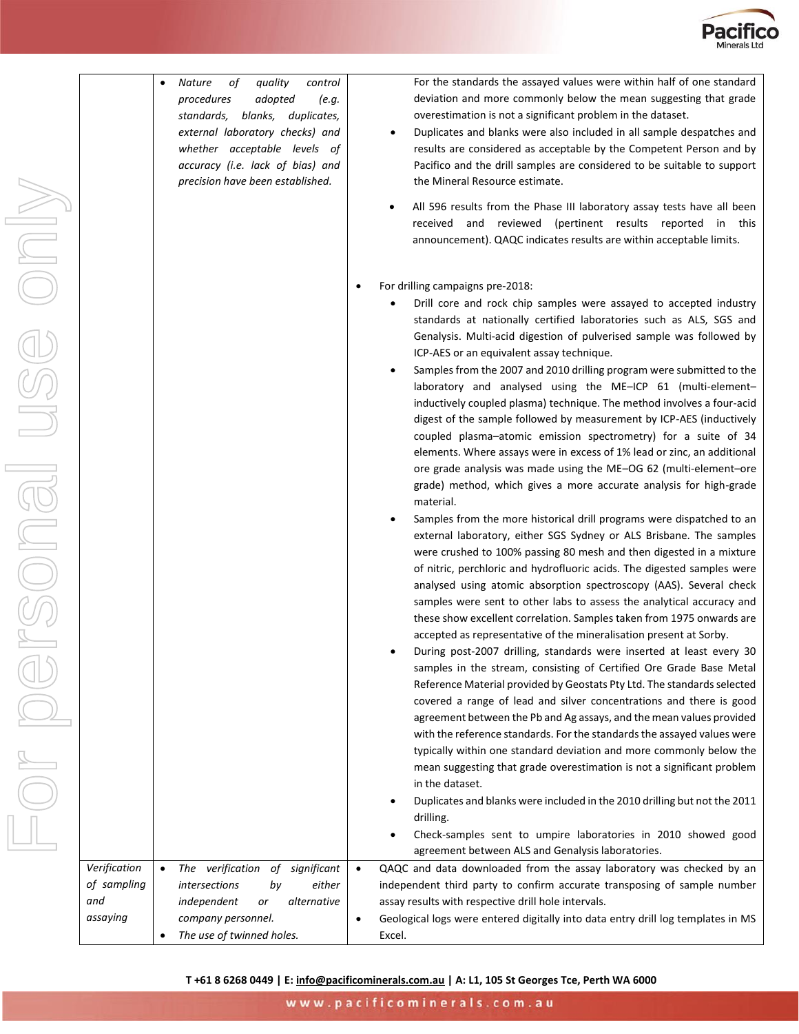| | | |
|---|---|---|
| | • *Nature of quality control procedures adopted (e.g. standards, blanks, duplicates, external laboratory checks) and whether acceptable levels of accuracy (i.e. lack of bias) and precision have been established.* | For the standards the assayed values were within half of one standard deviation and more commonly below the mean suggesting that grade overestimation is not a significant problem in the dataset.<br>• Duplicates and blanks were also included in all sample despatches and results are considered as acceptable by the Competent Person and by Pacifico and the drill samples are considered to be suitable to support the Mineral Resource estimate.<br>• All 596 results from the Phase III laboratory assay tests have all been received and reviewed (pertinent results reported in this announcement). QAQC indicates results are within acceptable limits.<br><br>• For drilling campaigns pre-2018:<br>• Drill core and rock chip samples were assayed to accepted industry standards at nationally certified laboratories such as ALS, SGS and Genalysis. Multi-acid digestion of pulverised sample was followed by ICP-AES or an equivalent assay technique.<br>• Samples from the 2007 and 2010 drilling program were submitted to the laboratory and analysed using the ME–ICP 61 (multi-element–inductively coupled plasma) technique. The method involves a four-acid digest of the sample followed by measurement by ICP-AES (inductively coupled plasma–atomic emission spectrometry) for a suite of 34 elements. Where assays were in excess of 1% lead or zinc, an additional ore grade analysis was made using the ME–OG 62 (multi-element–ore grade) method, which gives a more accurate analysis for high-grade material.<br>• Samples from the more historical drill programs were dispatched to an external laboratory, either SGS Sydney or ALS Brisbane. The samples were crushed to 100% passing 80 mesh and then digested in a mixture of nitric, perchloric and hydrofluoric acids. The digested samples were analysed using atomic absorption spectroscopy (AAS). Several check samples were sent to other labs to assess the analytical accuracy and these show excellent correlation. Samples taken from 1975 onwards are accepted as representative of the mineralisation present at Sorby.<br>• During post-2007 drilling, standards were inserted at least every 30 samples in the stream, consisting of Certified Ore Grade Base Metal Reference Material provided by Geostats Pty Ltd. The standards selected covered a range of lead and silver concentrations and there is good agreement between the Pb and Ag assays, and the mean values provided with the reference standards. For the standards the assayed values were typically within one standard deviation and more commonly below the mean suggesting that grade overestimation is not a significant problem in the dataset.<br>• Duplicates and blanks were included in the 2010 drilling but not the 2011 drilling.<br>• Check-samples sent to umpire laboratories in 2010 showed good agreement between ALS and Genalysis laboratories. |
| *Verification of sampling and assaying* | • *The verification of significant intersections by either independent or alternative company personnel.*<br>• *The use of twinned holes.* | • QAQC and data downloaded from the assay laboratory was checked by an independent third party to confirm accurate transposing of sample number assay results with respective drill hole intervals.<br>• Geological logs were entered digitally into data entry drill log templates in MS Excel. |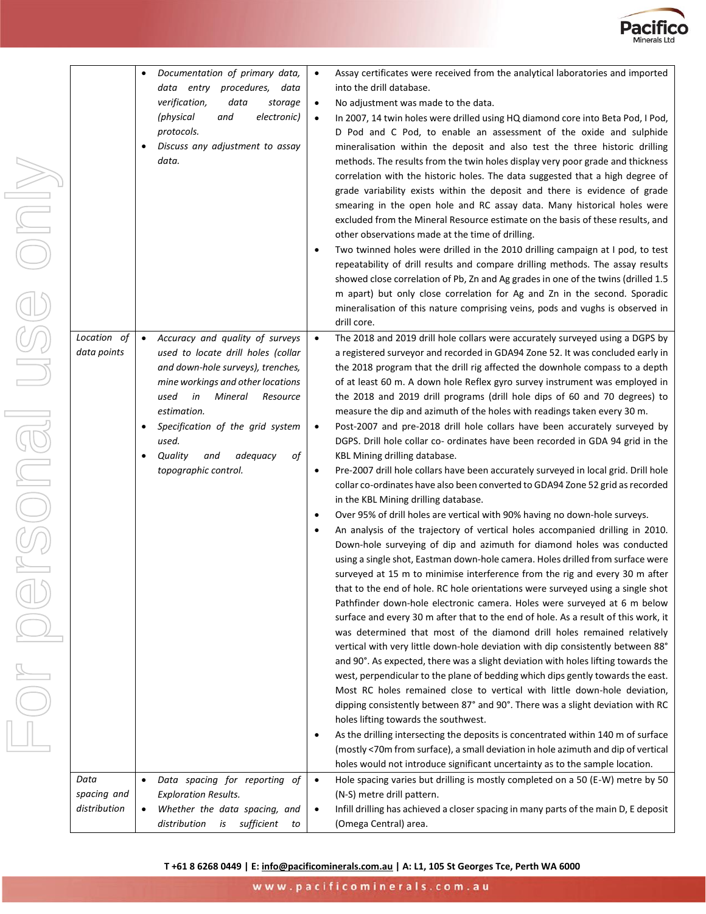| | | |
|---|---|---|
| | • *Documentation of primary data, data entry procedures, data verification, data storage (physical and electronic) protocols.*<br>• *Discuss any adjustment to assay data.* | • Assay certificates were received from the analytical laboratories and imported into the drill database.<br>• No adjustment was made to the data.<br>• In 2007, 14 twin holes were drilled using HQ diamond core into Beta Pod, I Pod, D Pod and C Pod, to enable an assessment of the oxide and sulphide mineralisation within the deposit and also test the three historic drilling methods. The results from the twin holes display very poor grade and thickness correlation with the historic holes. The data suggested that a high degree of grade variability exists within the deposit and there is evidence of grade smearing in the open hole and RC assay data. Many historical holes were excluded from the Mineral Resource estimate on the basis of these results, and other observations made at the time of drilling.<br>• Two twinned holes were drilled in the 2010 drilling campaign at I pod, to test repeatability of drill results and compare drilling methods. The assay results showed close correlation of Pb, Zn and Ag grades in one of the twins (drilled 1.5 m apart) but only close correlation for Ag and Zn in the second. Sporadic mineralisation of this nature comprising veins, pods and vughs is observed in drill core. |
| *Location of data points* | • *Accuracy and quality of surveys used to locate drill holes (collar and down-hole surveys), trenches, mine workings and other locations used in Mineral Resource estimation.*<br>• *Specification of the grid system used.*<br>• *Quality and adequacy of topographic control.* | • The 2018 and 2019 drill hole collars were accurately surveyed using a DGPS by a registered surveyor and recorded in GDA94 Zone 52. It was concluded early in the 2018 program that the drill rig affected the downhole compass to a depth of at least 60 m. A down hole Reflex gyro survey instrument was employed in the 2018 and 2019 drill programs (drill hole dips of 60 and 70 degrees) to measure the dip and azimuth of the holes with readings taken every 30 m.<br>• Post-2007 and pre-2018 drill hole collars have been accurately surveyed by DGPS. Drill hole collar co- ordinates have been recorded in GDA 94 grid in the KBL Mining drilling database.<br>• Pre-2007 drill hole collars have been accurately surveyed in local grid. Drill hole collar co-ordinates have also been converted to GDA94 Zone 52 grid as recorded in the KBL Mining drilling database.<br>• Over 95% of drill holes are vertical with 90% having no down-hole surveys.<br>• An analysis of the trajectory of vertical holes accompanied drilling in 2010. Down-hole surveying of dip and azimuth for diamond holes was conducted using a single shot, Eastman down-hole camera. Holes drilled from surface were surveyed at 15 m to minimise interference from the rig and every 30 m after that to the end of hole. RC hole orientations were surveyed using a single shot Pathfinder down-hole electronic camera. Holes were surveyed at 6 m below surface and every 30 m after that to the end of hole. As a result of this work, it was determined that most of the diamond drill holes remained relatively vertical with very little down-hole deviation with dip consistently between 88° and 90°. As expected, there was a slight deviation with holes lifting towards the west, perpendicular to the plane of bedding which dips gently towards the east. Most RC holes remained close to vertical with little down-hole deviation, dipping consistently between 87° and 90°. There was a slight deviation with RC holes lifting towards the southwest.<br>• As the drilling intersecting the deposits is concentrated within 140 m of surface (mostly <70m from surface), a small deviation in hole azimuth and dip of vertical holes would not introduce significant uncertainty as to the sample location. |
| *Data spacing and distribution* | • *Data spacing for reporting of Exploration Results.*<br>• *Whether the data spacing, and distribution is sufficient to* | • Hole spacing varies but drilling is mostly completed on a 50 (E-W) metre by 50 (N-S) metre drill pattern.<br>• Infill drilling has achieved a closer spacing in many parts of the main D, E deposit (Omega Central) area. |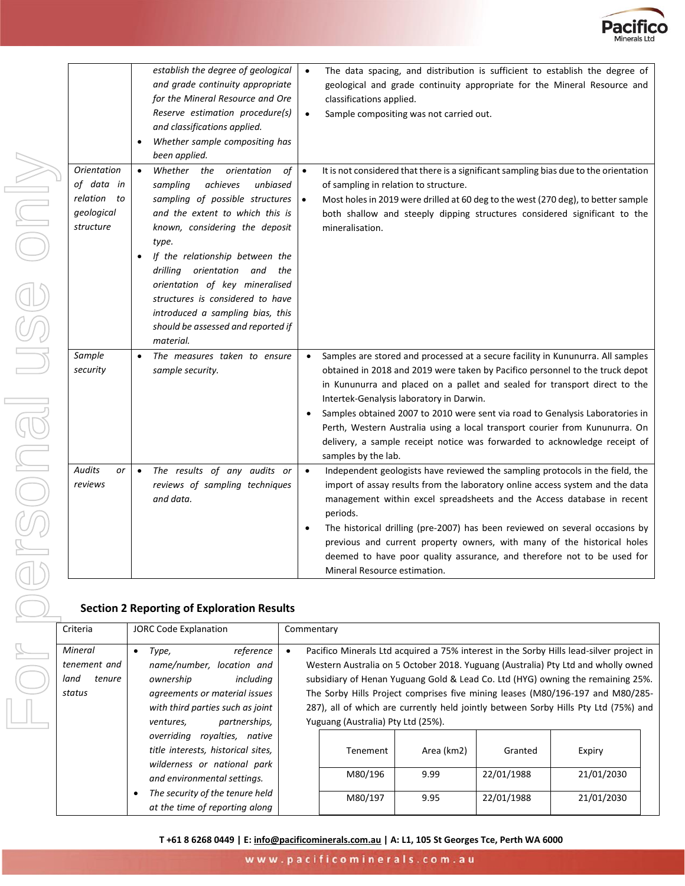| | | |
|---|---|---|
| | *establish the degree of geological and grade continuity appropriate for the Mineral Resource and Ore Reserve estimation procedure(s) and classifications applied.* <br> • *Whether sample compositing has been applied.* | • The data spacing, and distribution is sufficient to establish the degree of geological and grade continuity appropriate for the Mineral Resource and classifications applied. <br> • Sample compositing was not carried out. |
| *Orientation of data in relation to geological structure* | • *Whether the orientation of sampling achieves unbiased sampling of possible structures and the extent to which this is known, considering the deposit type.* <br> • *If the relationship between the drilling orientation and the orientation of key mineralised structures is considered to have introduced a sampling bias, this should be assessed and reported if material.* | • It is not considered that there is a significant sampling bias due to the orientation of sampling in relation to structure. <br> • Most holes in 2019 were drilled at 60 deg to the west (270 deg), to better sample both shallow and steeply dipping structures considered significant to the mineralisation. |
| *Sample security* | • *The measures taken to ensure sample security.* | • Samples are stored and processed at a secure facility in Kununurra. All samples obtained in 2018 and 2019 were taken by Pacifico personnel to the truck depot in Kununurra and placed on a pallet and sealed for transport direct to the Intertek-Genalysis laboratory in Darwin. <br> • Samples obtained 2007 to 2010 were sent via road to Genalysis Laboratories in Perth, Western Australia using a local transport courier from Kununurra. On delivery, a sample receipt notice was forwarded to acknowledge receipt of samples by the lab. |
| *Audits or reviews* | • *The results of any audits or reviews of sampling techniques and data.* | • Independent geologists have reviewed the sampling protocols in the field, the import of assay results from the laboratory online access system and the data management within excel spreadsheets and the Access database in recent periods. <br> • The historical drilling (pre-2007) has been reviewed on several occasions by previous and current property owners, with many of the historical holes deemed to have poor quality assurance, and therefore not to be used for Mineral Resource estimation. |

## Section 2 Reporting of Exploration Results

| Criteria | JORC Code Explanation | Commentary |
|---|---|---|
| *Mineral tenement and land tenure status* | • *Type, reference name/number, location and ownership including agreements or material issues with third parties such as joint ventures, partnerships, overriding royalties, native title interests, historical sites, wilderness or national park and environmental settings.* <br> • *The security of the tenure held at the time of reporting along* | • Pacifico Minerals Ltd acquired a 75% interest in the Sorby Hills lead-silver project in Western Australia on 5 October 2018. Yuguang (Australia) Pty Ltd and wholly owned subsidiary of Henan Yuguang Gold & Lead Co. Ltd (HYG) owning the remaining 25%. The Sorby Hills Project comprises five mining leases (M80/196-197 and M80/285-287), all of which are currently held jointly between Sorby Hills Pty Ltd (75%) and Yuguang (Australia) Pty Ltd (25%). |

| Tenement | Area (km2) | Granted | Expiry |
|---|---|---|---|
| M80/196 | 9.99 | 22/01/1988 | 21/01/2030 |
| M80/197 | 9.95 | 22/01/1988 | 21/01/2030 |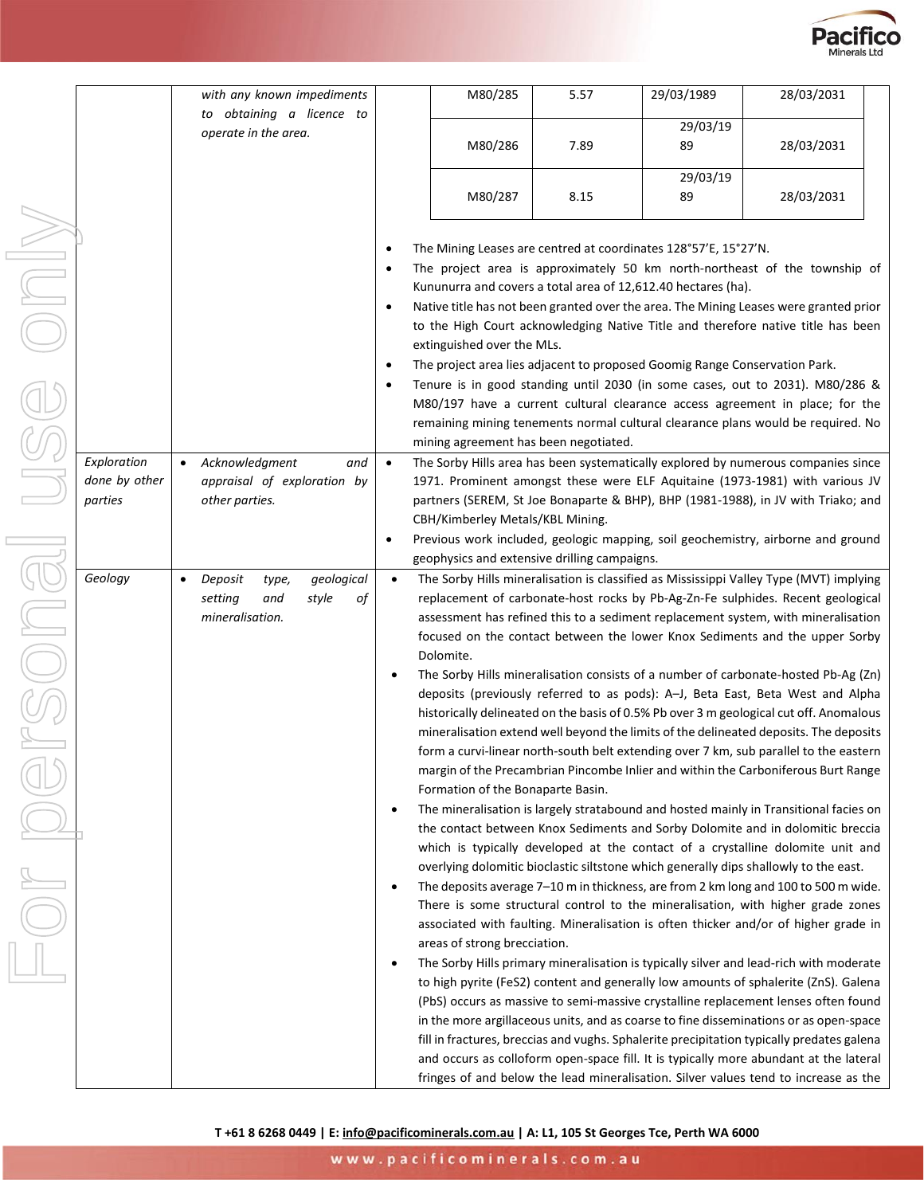| | | |
|---|---|---|
| | *with any known impediments to obtaining a licence to operate in the area.* | <table><tr><td>M80/285</td><td>5.57</td><td>29/03/1989</td><td>28/03/2031</td></tr><tr><td>M80/286</td><td>7.89</td><td>29/03/1989</td><td>28/03/2031</td></tr><tr><td>M80/287</td><td>8.15</td><td>29/03/1989</td><td>28/03/2031</td></tr></table><br>• The Mining Leases are centred at coordinates 128°57'E, 15°27'N.<br>• The project area is approximately 50 km north-northeast of the township of Kununurra and covers a total area of 12,612.40 hectares (ha).<br>• Native title has not been granted over the area. The Mining Leases were granted prior to the High Court acknowledging Native Title and therefore native title has been extinguished over the MLs.<br>• The project area lies adjacent to proposed Goomig Range Conservation Park.<br>• Tenure is in good standing until 2030 (in some cases, out to 2031). M80/286 & M80/197 have a current cultural clearance access agreement in place; for the remaining mining tenements normal cultural clearance plans would be required. No mining agreement has been negotiated. |
| *Exploration done by other parties* | • *Acknowledgment and appraisal of exploration by other parties.* | • The Sorby Hills area has been systematically explored by numerous companies since 1971. Prominent amongst these were ELF Aquitaine (1973-1981) with various JV partners (SEREM, St Joe Bonaparte & BHP), BHP (1981-1988), in JV with Triako; and CBH/Kimberley Metals/KBL Mining.<br>• Previous work included, geologic mapping, soil geochemistry, airborne and ground geophysics and extensive drilling campaigns. |
| *Geology* | • *Deposit type, geological setting and style of mineralisation.* | • The Sorby Hills mineralisation is classified as Mississippi Valley Type (MVT) implying replacement of carbonate-host rocks by Pb-Ag-Zn-Fe sulphides. Recent geological assessment has refined this to a sediment replacement system, with mineralisation focused on the contact between the lower Knox Sediments and the upper Sorby Dolomite.<br>• The Sorby Hills mineralisation consists of a number of carbonate-hosted Pb-Ag (Zn) deposits (previously referred to as pods): A–J, Beta East, Beta West and Alpha historically delineated on the basis of 0.5% Pb over 3 m geological cut off. Anomalous mineralisation extend well beyond the limits of the delineated deposits. The deposits form a curvi-linear north-south belt extending over 7 km, sub parallel to the eastern margin of the Precambrian Pincombe Inlier and within the Carboniferous Burt Range Formation of the Bonaparte Basin.<br>• The mineralisation is largely stratabound and hosted mainly in Transitional facies on the contact between Knox Sediments and Sorby Dolomite and in dolomitic breccia which is typically developed at the contact of a crystalline dolomite unit and overlying dolomitic bioclastic siltstone which generally dips shallowly to the east.<br>• The deposits average 7–10 m in thickness, are from 2 km long and 100 to 500 m wide. There is some structural control to the mineralisation, with higher grade zones associated with faulting. Mineralisation is often thicker and/or of higher grade in areas of strong brecciation.<br>• The Sorby Hills primary mineralisation is typically silver and lead-rich with moderate to high pyrite ($FeS_2$) content and generally low amounts of sphalerite (ZnS). Galena (PbS) occurs as massive to semi-massive crystalline replacement lenses often found in the more argillaceous units, and as coarse to fine disseminations or as open-space fill in fractures, breccias and vughs. Sphalerite precipitation typically predates galena and occurs as colloform open-space fill. It is typically more abundant at the lateral fringes of and below the lead mineralisation. Silver values tend to increase as the |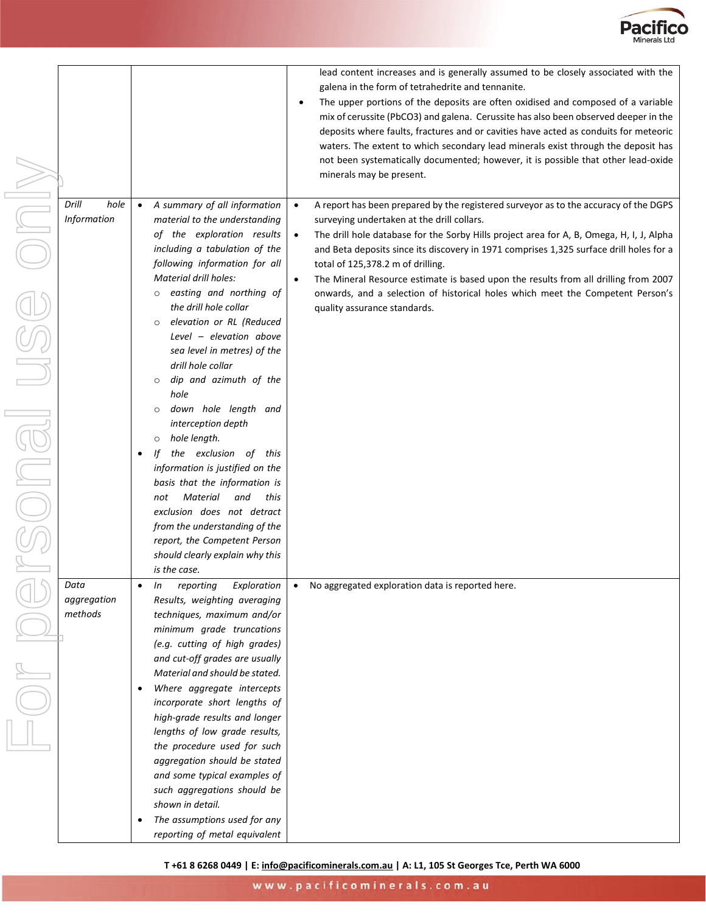| | | |
|---|---|---|
| | | lead content increases and is generally assumed to be closely associated with the galena in the form of tetrahedrite and tennanite.<br>• The upper portions of the deposits are often oxidised and composed of a variable mix of cerussite ($PbCO_3$) and galena. Cerussite has also been observed deeper in the deposits where faults, fractures and or cavities have acted as conduits for meteoric waters. The extent to which secondary lead minerals exist through the deposit has not been systematically documented; however, it is possible that other lead-oxide minerals may be present. |
| *Drill hole Information* | • *A summary of all information material to the understanding of the exploration results including a tabulation of the following information for all Material drill holes:*<br>  ○ *easting and northing of the drill hole collar*<br>  ○ *elevation or RL (Reduced Level – elevation above sea level in metres) of the drill hole collar*<br>  ○ *dip and azimuth of the hole*<br>  ○ *down hole length and interception depth*<br>  ○ *hole length.*<br>• *If the exclusion of this information is justified on the basis that the information is not Material and this exclusion does not detract from the understanding of the report, the Competent Person should clearly explain why this is the case.* | • A report has been prepared by the registered surveyor as to the accuracy of the DGPS surveying undertaken at the drill collars.<br>• The drill hole database for the Sorby Hills project area for A, B, Omega, H, I, J, Alpha and Beta deposits since its discovery in 1971 comprises 1,325 surface drill holes for a total of 125,378.2 m of drilling.<br>• The Mineral Resource estimate is based upon the results from all drilling from 2007 onwards, and a selection of historical holes which meet the Competent Person's quality assurance standards. |
| *Data aggregation methods* | • *In reporting Exploration Results, weighting averaging techniques, maximum and/or minimum grade truncations (e.g. cutting of high grades) and cut-off grades are usually Material and should be stated.*<br>• *Where aggregate intercepts incorporate short lengths of high-grade results and longer lengths of low grade results, the procedure used for such aggregation should be stated and some typical examples of such aggregations should be shown in detail.*<br>• *The assumptions used for any reporting of metal equivalent* | • No aggregated exploration data is reported here. |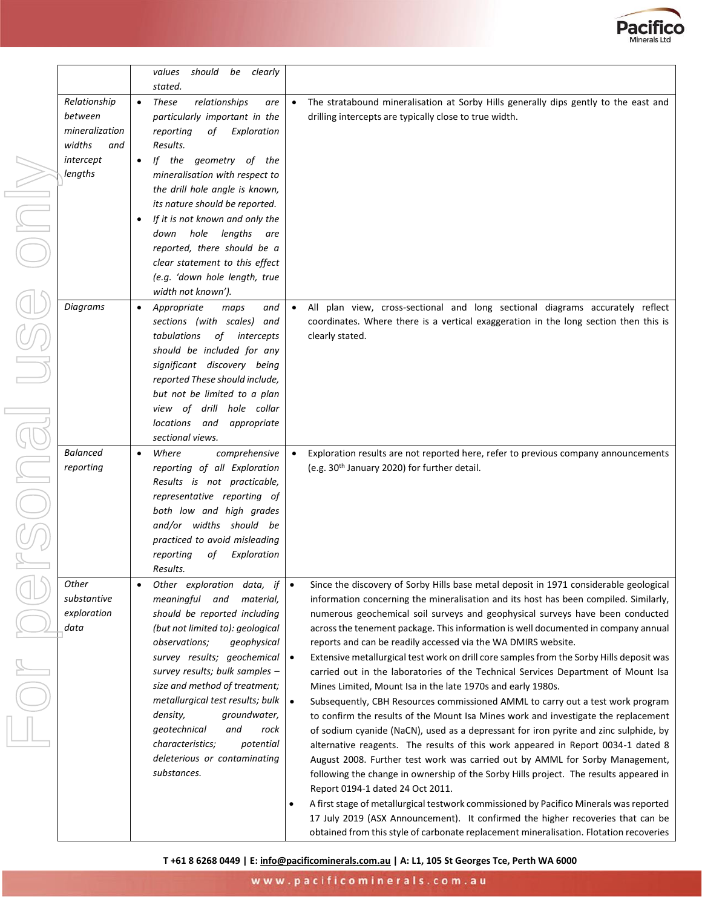| | | |
|---|---|---|
| | *values should be clearly stated.* | |
| *Relationship between mineralization widths and intercept lengths* | • *These relationships are particularly important in the reporting of Exploration Results.*<br>• *If the geometry of the mineralisation with respect to the drill hole angle is known, its nature should be reported.*<br>• *If it is not known and only the down hole lengths are reported, there should be a clear statement to this effect (e.g. 'down hole length, true width not known').* | • The stratabound mineralisation at Sorby Hills generally dips gently to the east and drilling intercepts are typically close to true width. |
| *Diagrams* | • *Appropriate maps and sections (with scales) and tabulations of intercepts should be included for any significant discovery being reported These should include, but not be limited to a plan view of drill hole collar locations and appropriate sectional views.* | • All plan view, cross-sectional and long sectional diagrams accurately reflect coordinates. Where there is a vertical exaggeration in the long section then this is clearly stated. |
| *Balanced reporting* | • *Where comprehensive reporting of all Exploration Results is not practicable, representative reporting of both low and high grades and/or widths should be practiced to avoid misleading reporting of Exploration Results.* | • Exploration results are not reported here, refer to previous company announcements (e.g. 30th January 2020) for further detail. |
| *Other substantive exploration data* | • *Other exploration data, if meaningful and material, should be reported including (but not limited to): geological observations; geophysical survey results; geochemical survey results; bulk samples – size and method of treatment; metallurgical test results; bulk density, groundwater, geotechnical and rock characteristics; potential deleterious or contaminating substances.* | • Since the discovery of Sorby Hills base metal deposit in 1971 considerable geological information concerning the mineralisation and its host has been compiled. Similarly, numerous geochemical soil surveys and geophysical surveys have been conducted across the tenement package. This information is well documented in company annual reports and can be readily accessed via the WA DMIRS website.<br>• Extensive metallurgical test work on drill core samples from the Sorby Hills deposit was carried out in the laboratories of the Technical Services Department of Mount Isa Mines Limited, Mount Isa in the late 1970s and early 1980s.<br>• Subsequently, CBH Resources commissioned AMML to carry out a test work program to confirm the results of the Mount Isa Mines work and investigate the replacement of sodium cyanide (NaCN), used as a depressant for iron pyrite and zinc sulphide, by alternative reagents. The results of this work appeared in Report 0034-1 dated 8 August 2008. Further test work was carried out by AMML for Sorby Management, following the change in ownership of the Sorby Hills project. The results appeared in Report 0194-1 dated 24 Oct 2011.<br>• A first stage of metallurgical testwork commissioned by Pacifico Minerals was reported 17 July 2019 (ASX Announcement). It confirmed the higher recoveries that can be obtained from this style of carbonate replacement mineralisation. Flotation recoveries |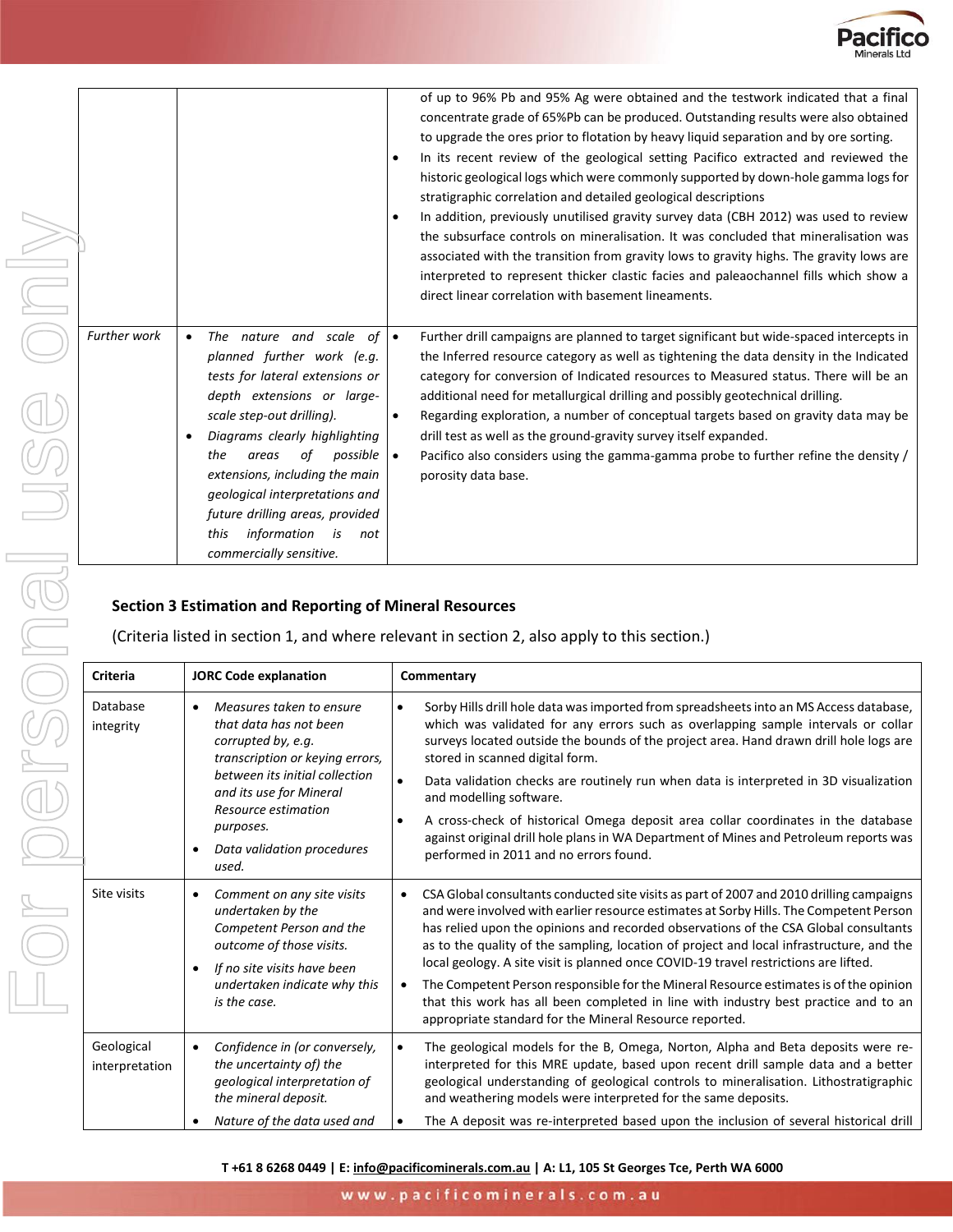| | | |
|---|---|---|
| | | of up to 96% Pb and 95% Ag were obtained and the testwork indicated that a final concentrate grade of 65%Pb can be produced. Outstanding results were also obtained to upgrade the ores prior to flotation by heavy liquid separation and by ore sorting. <br>• In its recent review of the geological setting Pacifico extracted and reviewed the historic geological logs which were commonly supported by down-hole gamma logs for stratigraphic correlation and detailed geological descriptions <br>• In addition, previously unutilised gravity survey data (CBH 2012) was used to review the subsurface controls on mineralisation. It was concluded that mineralisation was associated with the transition from gravity lows to gravity highs. The gravity lows are interpreted to represent thicker clastic facies and paleaochannel fills which show a direct linear correlation with basement lineaments. |
| *Further work* | • *The nature and scale of planned further work (e.g. tests for lateral extensions or depth extensions or large-scale step-out drilling).* <br>• *Diagrams clearly highlighting the areas of possible extensions, including the main geological interpretations and future drilling areas, provided this information is not commercially sensitive.* | • Further drill campaigns are planned to target significant but wide-spaced intercepts in the Inferred resource category as well as tightening the data density in the Indicated category for conversion of Indicated resources to Measured status. There will be an additional need for metallurgical drilling and possibly geotechnical drilling. <br>• Regarding exploration, a number of conceptual targets based on gravity data may be drill test as well as the ground-gravity survey itself expanded. <br>• Pacifico also considers using the gamma-gamma probe to further refine the density / porosity data base. |

**Section 3 Estimation and Reporting of Mineral Resources**

(Criteria listed in section 1, and where relevant in section 2, also apply to this section.)

| Criteria | JORC Code explanation | Commentary |
|---|---|---|
| Database integrity | • *Measures taken to ensure that data has not been corrupted by, e.g. transcription or keying errors, between its initial collection and its use for Mineral Resource estimation purposes.* <br>• *Data validation procedures used.* | • Sorby Hills drill hole data was imported from spreadsheets into an MS Access database, which was validated for any errors such as overlapping sample intervals or collar surveys located outside the bounds of the project area. Hand drawn drill hole logs are stored in scanned digital form. <br>• Data validation checks are routinely run when data is interpreted in 3D visualization and modelling software. <br>• A cross-check of historical Omega deposit area collar coordinates in the database against original drill hole plans in WA Department of Mines and Petroleum reports was performed in 2011 and no errors found. |
| Site visits | • *Comment on any site visits undertaken by the Competent Person and the outcome of those visits.* <br>• *If no site visits have been undertaken indicate why this is the case.* | • CSA Global consultants conducted site visits as part of 2007 and 2010 drilling campaigns and were involved with earlier resource estimates at Sorby Hills. The Competent Person has relied upon the opinions and recorded observations of the CSA Global consultants as to the quality of the sampling, location of project and local infrastructure, and the local geology. A site visit is planned once COVID-19 travel restrictions are lifted. <br>• The Competent Person responsible for the Mineral Resource estimates is of the opinion that this work has all been completed in line with industry best practice and to an appropriate standard for the Mineral Resource reported. |
| Geological interpretation | • *Confidence in (or conversely, the uncertainty of) the geological interpretation of the mineral deposit.* <br>• *Nature of the data used and* | • The geological models for the B, Omega, Norton, Alpha and Beta deposits were re-interpreted for this MRE update, based upon recent drill sample data and a better geological understanding of geological controls to mineralisation. Lithostratigraphic and weathering models were interpreted for the same deposits. <br>• The A deposit was re-interpreted based upon the inclusion of several historical drill |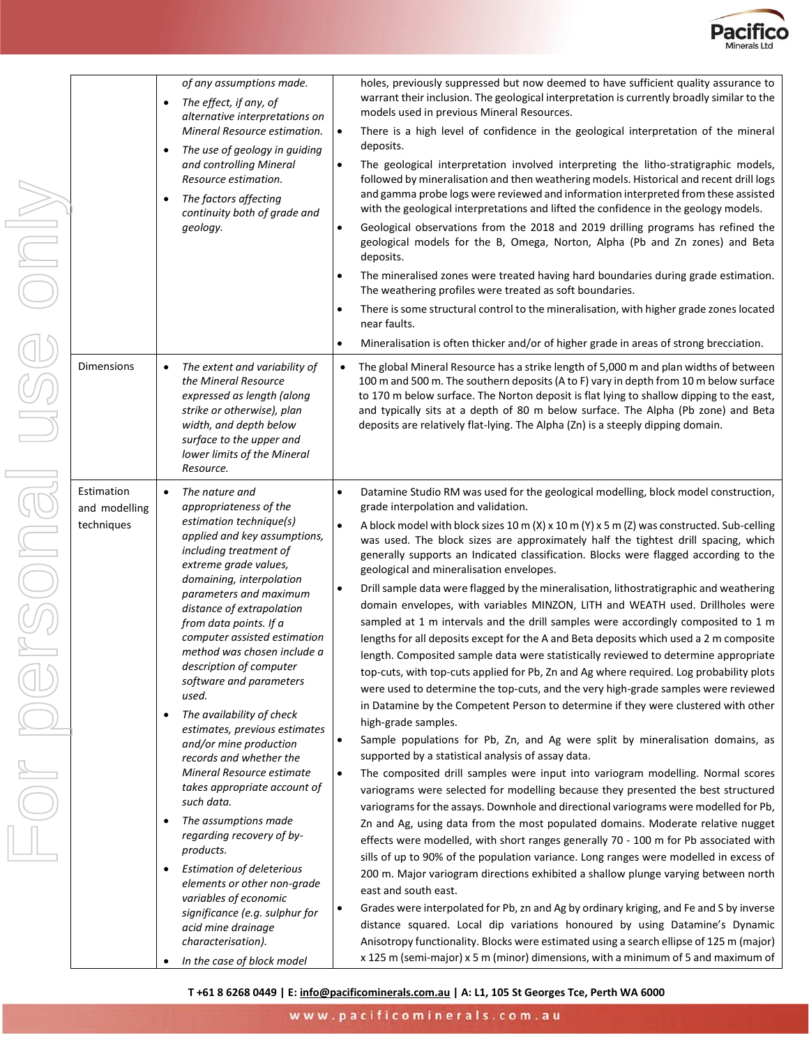| | | |
|---|---|---|
| | *of any assumptions made.*<br>• *The effect, if any, of alternative interpretations on Mineral Resource estimation.*<br>• *The use of geology in guiding and controlling Mineral Resource estimation.*<br>• *The factors affecting continuity both of grade and geology.* | holes, previously suppressed but now deemed to have sufficient quality assurance to warrant their inclusion. The geological interpretation is currently broadly similar to the models used in previous Mineral Resources.<br>• There is a high level of confidence in the geological interpretation of the mineral deposits.<br>• The geological interpretation involved interpreting the litho-stratigraphic models, followed by mineralisation and then weathering models. Historical and recent drill logs and gamma probe logs were reviewed and information interpreted from these assisted with the geological interpretations and lifted the confidence in the geology models.<br>• Geological observations from the 2018 and 2019 drilling programs has refined the geological models for the B, Omega, Norton, Alpha (Pb and Zn zones) and Beta deposits.<br>• The mineralised zones were treated having hard boundaries during grade estimation. The weathering profiles were treated as soft boundaries.<br>• There is some structural control to the mineralisation, with higher grade zones located near faults.<br>• Mineralisation is often thicker and/or of higher grade in areas of strong brecciation. |
| Dimensions | • *The extent and variability of the Mineral Resource expressed as length (along strike or otherwise), plan width, and depth below surface to the upper and lower limits of the Mineral Resource.* | • The global Mineral Resource has a strike length of 5,000 m and plan widths of between 100 m and 500 m. The southern deposits (A to F) vary in depth from 10 m below surface to 170 m below surface. The Norton deposit is flat lying to shallow dipping to the east, and typically sits at a depth of 80 m below surface. The Alpha (Pb zone) and Beta deposits are relatively flat-lying. The Alpha (Zn) is a steeply dipping domain. |
| Estimation and modelling techniques | • *The nature and appropriateness of the estimation technique(s) applied and key assumptions, including treatment of extreme grade values, domaining, interpolation parameters and maximum distance of extrapolation from data points. If a computer assisted estimation method was chosen include a description of computer software and parameters used.*<br>• *The availability of check estimates, previous estimates and/or mine production records and whether the Mineral Resource estimate takes appropriate account of such data.*<br>• *The assumptions made regarding recovery of by-products.*<br>• *Estimation of deleterious elements or other non-grade variables of economic significance (e.g. sulphur for acid mine drainage characterisation).*<br>• *In the case of block model* | • Datamine Studio RM was used for the geological modelling, block model construction, grade interpolation and validation.<br>• A block model with block sizes 10 m (X) x 10 m (Y) x 5 m (Z) was constructed. Sub-celling was used. The block sizes are approximately half the tightest drill spacing, which generally supports an Indicated classification. Blocks were flagged according to the geological and mineralisation envelopes.<br>• Drill sample data were flagged by the mineralisation, lithostratigraphic and weathering domain envelopes, with variables MINZON, LITH and WEATH used. Drillholes were sampled at 1 m intervals and the drill samples were accordingly composited to 1 m lengths for all deposits except for the A and Beta deposits which used a 2 m composite length. Composited sample data were statistically reviewed to determine appropriate top-cuts, with top-cuts applied for Pb, Zn and Ag where required. Log probability plots were used to determine the top-cuts, and the very high-grade samples were reviewed in Datamine by the Competent Person to determine if they were clustered with other high-grade samples.<br>• Sample populations for Pb, Zn, and Ag were split by mineralisation domains, as supported by a statistical analysis of assay data.<br>• The composited drill samples were input into variogram modelling. Normal scores variograms were selected for modelling because they presented the best structured variograms for the assays. Downhole and directional variograms were modelled for Pb, Zn and Ag, using data from the most populated domains. Moderate relative nugget effects were modelled, with short ranges generally 70 - 100 m for Pb associated with sills of up to 90% of the population variance. Long ranges were modelled in excess of 200 m. Major variogram directions exhibited a shallow plunge varying between north east and south east.<br>• Grades were interpolated for Pb, zn and Ag by ordinary kriging, and Fe and S by inverse distance squared. Local dip variations honoured by using Datamine's Dynamic Anisotropy functionality. Blocks were estimated using a search ellipse of 125 m (major) x 125 m (semi-major) x 5 m (minor) dimensions, with a minimum of 5 and maximum of |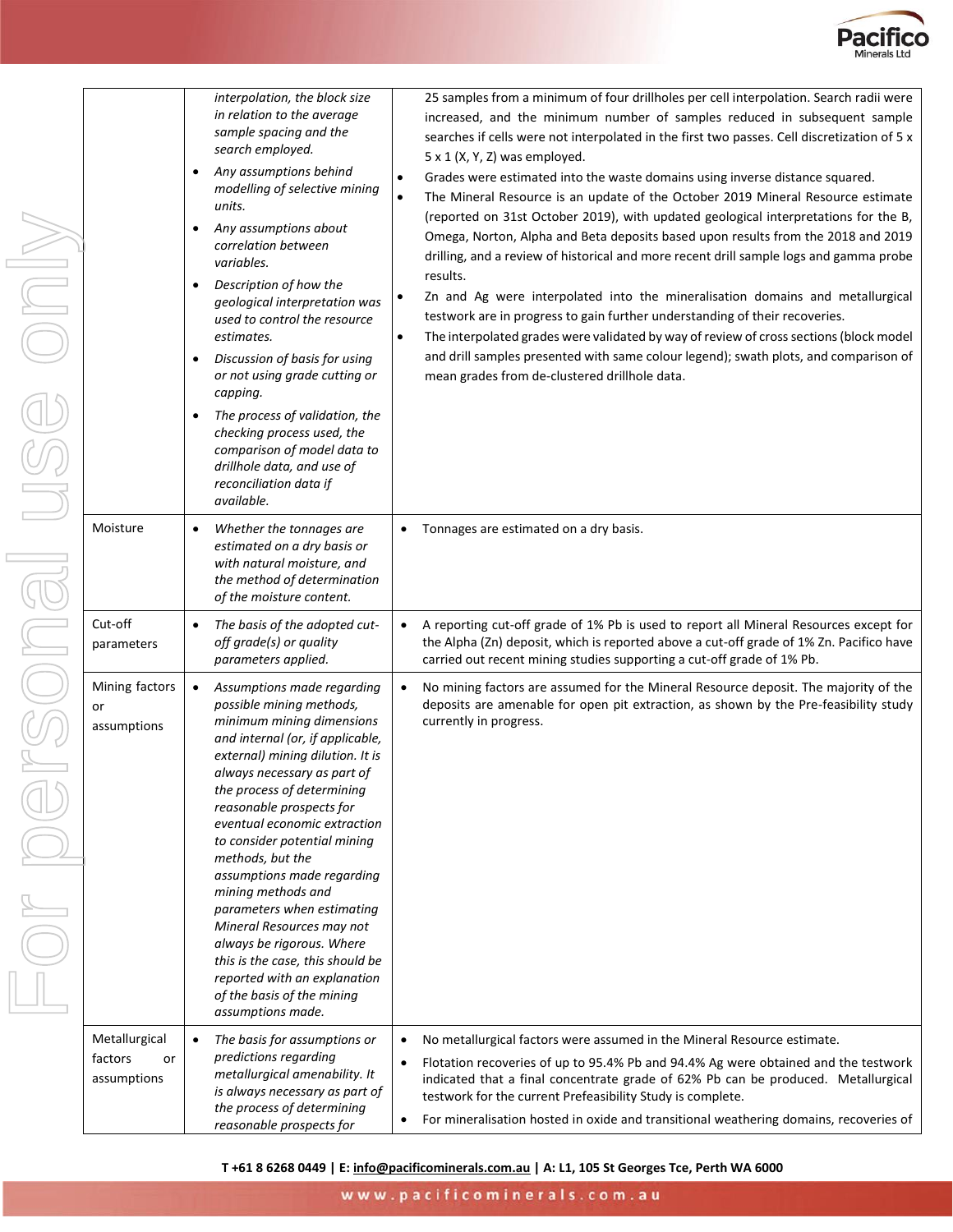| | | |
|---|---|---|
| | *interpolation, the block size in relation to the average sample spacing and the search employed.*<br>• *Any assumptions behind modelling of selective mining units.*<br>• *Any assumptions about correlation between variables.*<br>• *Description of how the geological interpretation was used to control the resource estimates.*<br>• *Discussion of basis for using or not using grade cutting or capping.*<br>• *The process of validation, the checking process used, the comparison of model data to drillhole data, and use of reconciliation data if available.* | 25 samples from a minimum of four drillholes per cell interpolation. Search radii were increased, and the minimum number of samples reduced in subsequent sample searches if cells were not interpolated in the first two passes. Cell discretization of 5 x 5 x 1 (X, Y, Z) was employed.<br>• Grades were estimated into the waste domains using inverse distance squared.<br>• The Mineral Resource is an update of the October 2019 Mineral Resource estimate (reported on 31st October 2019), with updated geological interpretations for the B, Omega, Norton, Alpha and Beta deposits based upon results from the 2018 and 2019 drilling, and a review of historical and more recent drill sample logs and gamma probe results.<br>• Zn and Ag were interpolated into the mineralisation domains and metallurgical testwork are in progress to gain further understanding of their recoveries.<br>• The interpolated grades were validated by way of review of cross sections (block model and drill samples presented with same colour legend); swath plots, and comparison of mean grades from de-clustered drillhole data. |
| Moisture | • *Whether the tonnages are estimated on a dry basis or with natural moisture, and the method of determination of the moisture content.* | • Tonnages are estimated on a dry basis. |
| Cut-off parameters | • *The basis of the adopted cut-off grade(s) or quality parameters applied.* | • A reporting cut-off grade of 1% Pb is used to report all Mineral Resources except for the Alpha (Zn) deposit, which is reported above a cut-off grade of 1% Zn. Pacifico have carried out recent mining studies supporting a cut-off grade of 1% Pb. |
| Mining factors or assumptions | • *Assumptions made regarding possible mining methods, minimum mining dimensions and internal (or, if applicable, external) mining dilution. It is always necessary as part of the process of determining reasonable prospects for eventual economic extraction to consider potential mining methods, but the assumptions made regarding mining methods and parameters when estimating Mineral Resources may not always be rigorous. Where this is the case, this should be reported with an explanation of the basis of the mining assumptions made.* | • No mining factors are assumed for the Mineral Resource deposit. The majority of the deposits are amenable for open pit extraction, as shown by the Pre-feasibility study currently in progress. |
| Metallurgical factors or assumptions | • *The basis for assumptions or predictions regarding metallurgical amenability. It is always necessary as part of the process of determining reasonable prospects for* | • No metallurgical factors were assumed in the Mineral Resource estimate.<br>• Flotation recoveries of up to 95.4% Pb and 94.4% Ag were obtained and the testwork indicated that a final concentrate grade of 62% Pb can be produced. Metallurgical testwork for the current Prefeasibility Study is complete.<br>• For mineralisation hosted in oxide and transitional weathering domains, recoveries of |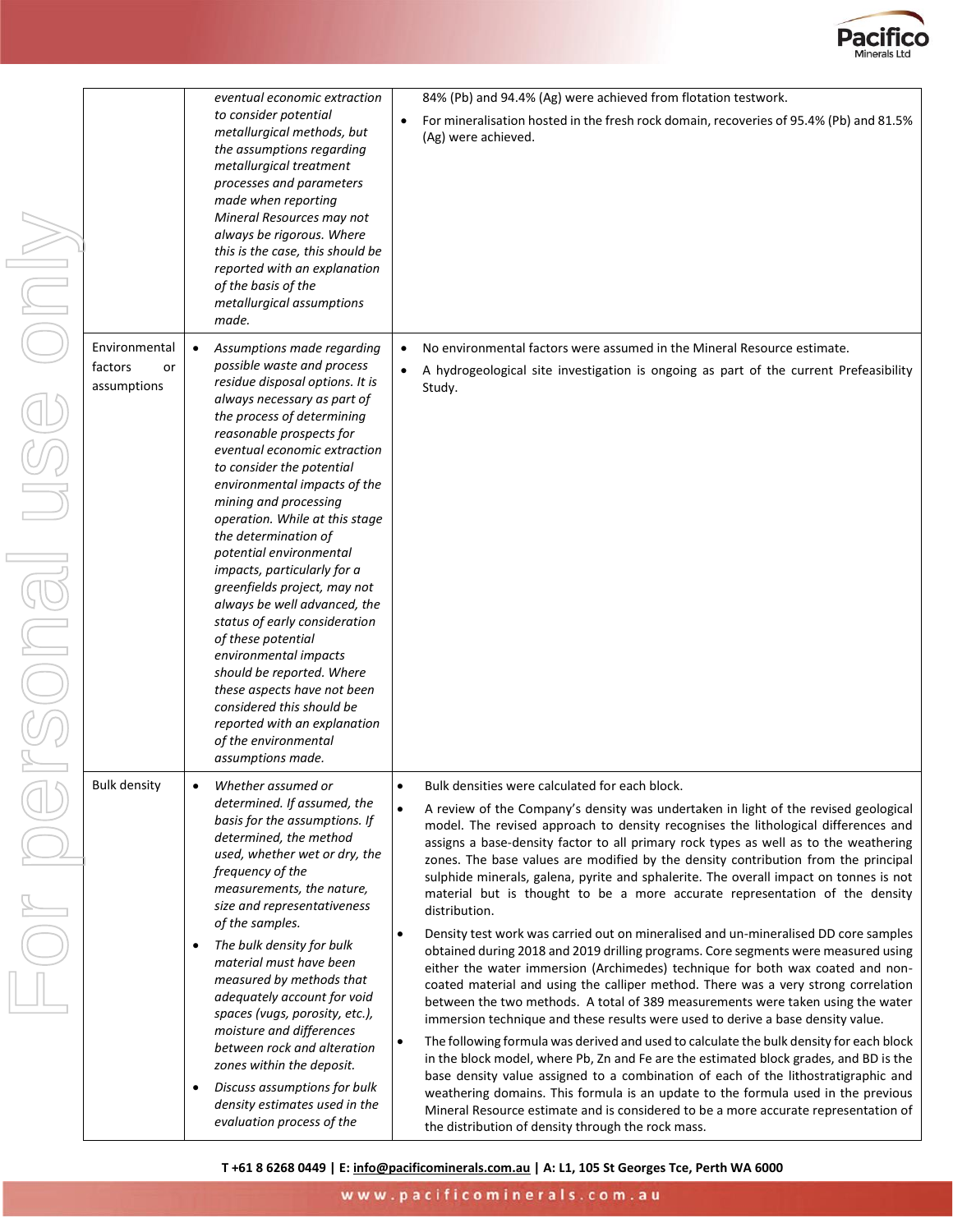| | | |
|---|---|---|
| | *eventual economic extraction to consider potential metallurgical methods, but the assumptions regarding metallurgical treatment processes and parameters made when reporting Mineral Resources may not always be rigorous. Where this is the case, this should be reported with an explanation of the basis of the metallurgical assumptions made.* | 84% (Pb) and 94.4% (Ag) were achieved from flotation testwork.<br>• For mineralisation hosted in the fresh rock domain, recoveries of 95.4% (Pb) and 81.5% (Ag) were achieved. |
| Environmental factors or assumptions | • *Assumptions made regarding possible waste and process residue disposal options. It is always necessary as part of the process of determining reasonable prospects for eventual economic extraction to consider the potential environmental impacts of the mining and processing operation. While at this stage the determination of potential environmental impacts, particularly for a greenfields project, may not always be well advanced, the status of early consideration of these potential environmental impacts should be reported. Where these aspects have not been considered this should be reported with an explanation of the environmental assumptions made.* | • No environmental factors were assumed in the Mineral Resource estimate.<br>• A hydrogeological site investigation is ongoing as part of the current Prefeasibility Study. |
| Bulk density | • *Whether assumed or determined. If assumed, the basis for the assumptions. If determined, the method used, whether wet or dry, the frequency of the measurements, the nature, size and representativeness of the samples.*<br>• *The bulk density for bulk material must have been measured by methods that adequately account for void spaces (vugs, porosity, etc.), moisture and differences between rock and alteration zones within the deposit.*<br>• *Discuss assumptions for bulk density estimates used in the evaluation process of the* | • Bulk densities were calculated for each block.<br>• A review of the Company's density was undertaken in light of the revised geological model. The revised approach to density recognises the lithological differences and assigns a base-density factor to all primary rock types as well as to the weathering zones. The base values are modified by the density contribution from the principal sulphide minerals, galena, pyrite and sphalerite. The overall impact on tonnes is not material but is thought to be a more accurate representation of the density distribution.<br>• Density test work was carried out on mineralised and un-mineralised DD core samples obtained during 2018 and 2019 drilling programs. Core segments were measured using either the water immersion (Archimedes) technique for both wax coated and non-coated material and using the calliper method. There was a very strong correlation between the two methods. A total of 389 measurements were taken using the water immersion technique and these results were used to derive a base density value.<br>• The following formula was derived and used to calculate the bulk density for each block in the block model, where Pb, Zn and Fe are the estimated block grades, and BD is the base density value assigned to a combination of each of the lithostratigraphic and weathering domains. This formula is an update to the formula used in the previous Mineral Resource estimate and is considered to be a more accurate representation of the distribution of density through the rock mass. |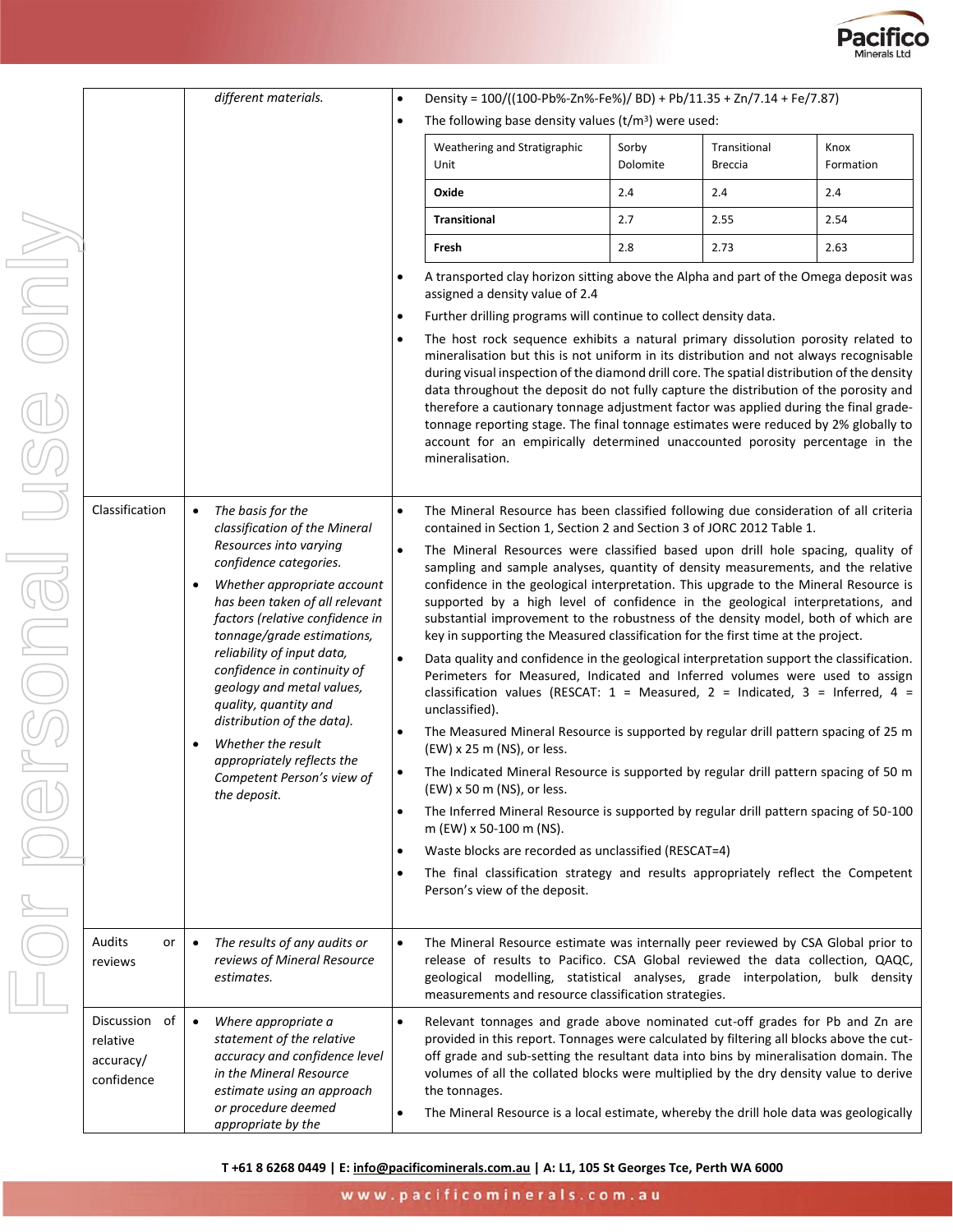| | | |
|---|---|---|
| | *different materials.* | • Density = 100/((100-Pb%-Zn%-Fe%)/ BD) + Pb/11.35 + Zn/7.14 + Fe/7.87)<br>• The following base density values (t/m³) were used:<br><br>Weathering and Stratigraphic Unit — Sorby Dolomite / Transitional Breccia / Knox Formation<br>**Oxide** — 2.4 / 2.4 / 2.4<br>**Transitional** — 2.7 / 2.55 / 2.54<br>**Fresh** — 2.8 / 2.73 / 2.63<br><br>• A transported clay horizon sitting above the Alpha and part of the Omega deposit was assigned a density value of 2.4<br>• Further drilling programs will continue to collect density data.<br>• The host rock sequence exhibits a natural primary dissolution porosity related to mineralisation but this is not uniform in its distribution and not always recognisable during visual inspection of the diamond drill core. The spatial distribution of the density data throughout the deposit do not fully capture the distribution of the porosity and therefore a cautionary tonnage adjustment factor was applied during the final grade-tonnage reporting stage. The final tonnage estimates were reduced by 2% globally to account for an empirically determined unaccounted porosity percentage in the mineralisation. |
| Classification | • *The basis for the classification of the Mineral Resources into varying confidence categories.*<br>• *Whether appropriate account has been taken of all relevant factors (relative confidence in tonnage/grade estimations, reliability of input data, confidence in continuity of geology and metal values, quality, quantity and distribution of the data).*<br>• *Whether the result appropriately reflects the Competent Person's view of the deposit.* | • The Mineral Resource has been classified following due consideration of all criteria contained in Section 1, Section 2 and Section 3 of JORC 2012 Table 1.<br>• The Mineral Resources were classified based upon drill hole spacing, quality of sampling and sample analyses, quantity of density measurements, and the relative confidence in the geological interpretation. This upgrade to the Mineral Resource is supported by a high level of confidence in the geological interpretations, and substantial improvement to the robustness of the density model, both of which are key in supporting the Measured classification for the first time at the project.<br>• Data quality and confidence in the geological interpretation support the classification. Perimeters for Measured, Indicated and Inferred volumes were used to assign classification values (RESCAT: 1 = Measured, 2 = Indicated, 3 = Inferred, 4 = unclassified).<br>• The Measured Mineral Resource is supported by regular drill pattern spacing of 25 m (EW) x 25 m (NS), or less.<br>• The Indicated Mineral Resource is supported by regular drill pattern spacing of 50 m (EW) x 50 m (NS), or less.<br>• The Inferred Mineral Resource is supported by regular drill pattern spacing of 50-100 m (EW) x 50-100 m (NS).<br>• Waste blocks are recorded as unclassified (RESCAT=4)<br>• The final classification strategy and results appropriately reflect the Competent Person's view of the deposit. |
| Audits or reviews | • *The results of any audits or reviews of Mineral Resource estimates.* | • The Mineral Resource estimate was internally peer reviewed by CSA Global prior to release of results to Pacifico. CSA Global reviewed the data collection, QAQC, geological modelling, statistical analyses, grade interpolation, bulk density measurements and resource classification strategies. |
| Discussion of relative accuracy/ confidence | • *Where appropriate a statement of the relative accuracy and confidence level in the Mineral Resource estimate using an approach or procedure deemed appropriate by the* | • Relevant tonnages and grade above nominated cut-off grades for Pb and Zn are provided in this report. Tonnages were calculated by filtering all blocks above the cut-off grade and sub-setting the resultant data into bins by mineralisation domain. The volumes of all the collated blocks were multiplied by the dry density value to derive the tonnages.<br>• The Mineral Resource is a local estimate, whereby the drill hole data was geologically |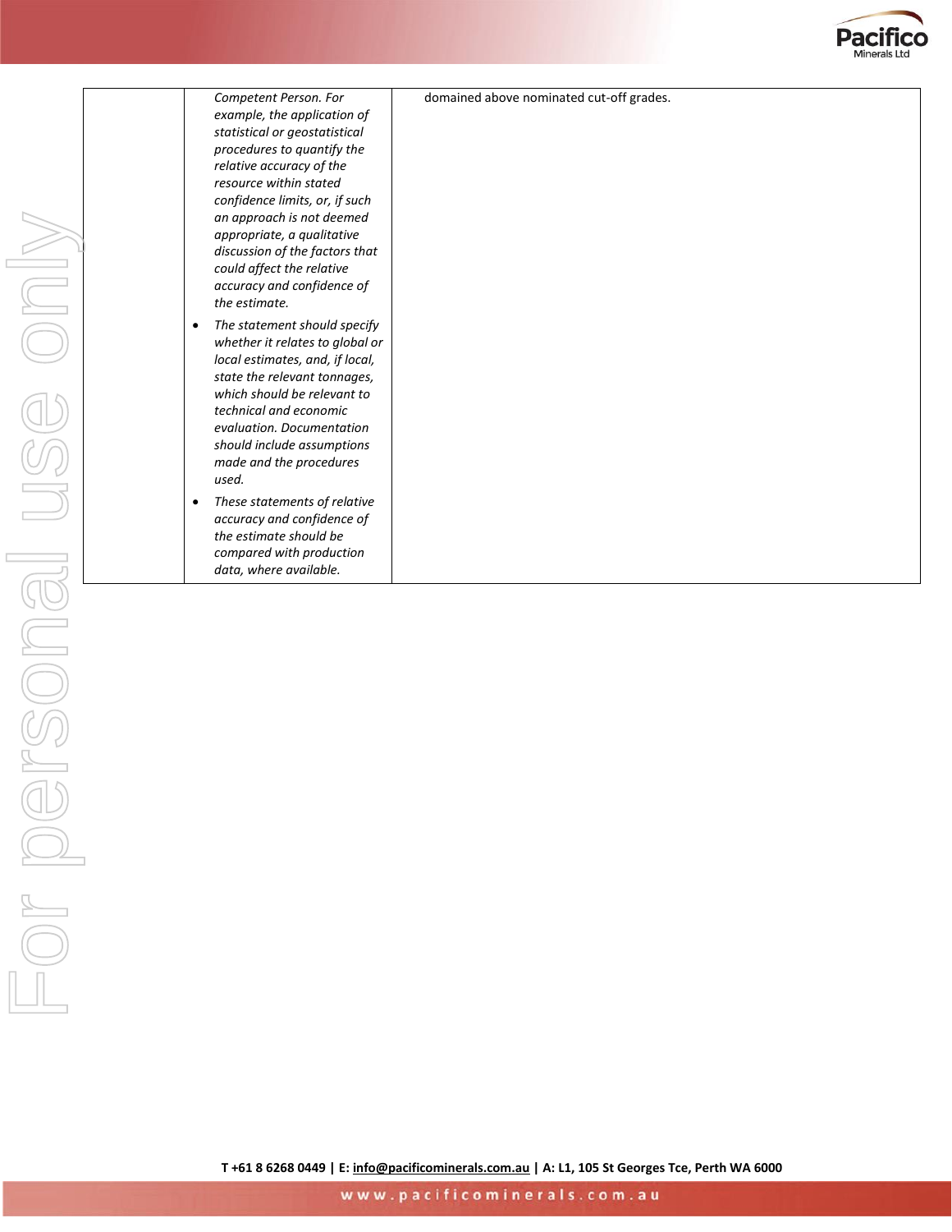| | | |
|---|---|---|
| | *Competent Person. For example, the application of statistical or geostatistical procedures to quantify the relative accuracy of the resource within stated confidence limits, or, if such an approach is not deemed appropriate, a qualitative discussion of the factors that could affect the relative accuracy and confidence of the estimate.*<br>• *The statement should specify whether it relates to global or local estimates, and, if local, state the relevant tonnages, which should be relevant to technical and economic evaluation. Documentation should include assumptions made and the procedures used.*<br>• *These statements of relative accuracy and confidence of the estimate should be compared with production data, where available.* | domained above nominated cut-off grades. |